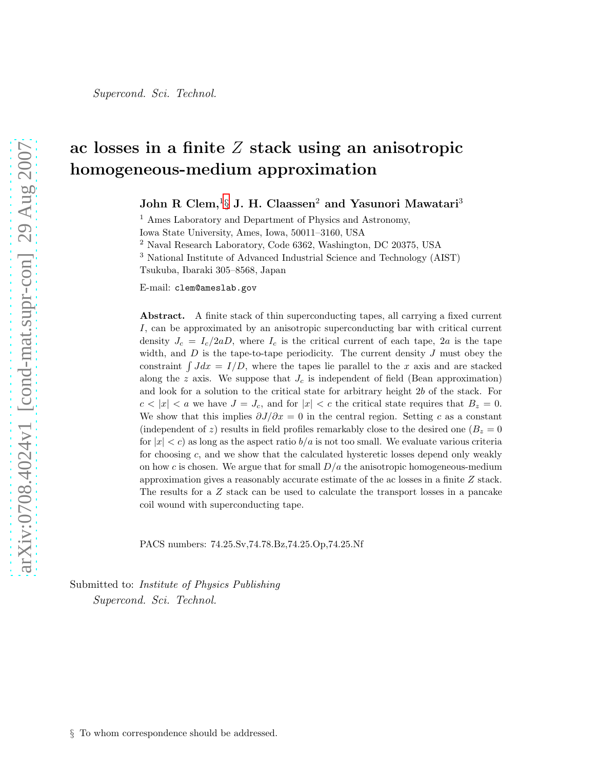*Supercond. Sci. Technol.*

# ac losses in a finite $Z$ stack using an anisotropic homogeneous-medium approximation

**John R Clem,**[1§] **J. H. Claassen**[2] **and Yasunori Mawatari**[3]

[1] Ames Laboratory and Department of Physics and Astronomy, Iowa State University, Ames, Iowa, 50011–3160, USA

[2] Naval Research Laboratory, Code 6362, Washington, DC 20375, USA

[3] National Institute of Advanced Industrial Science and Technology (AIST) Tsukuba, Ibaraki 305–8568, Japan

E-mail: `clem@ameslab.gov`

**Abstract.** A finite stack of thin superconducting tapes, all carrying a fixed current $I$, can be approximated by an anisotropic superconducting bar with critical current density $J_c = I_c/2aD$, where $I_c$ is the critical current of each tape, $2a$ is the tape width, and $D$ is the tape-to-tape periodicity. The current density $J$ must obey the constraint $\int J dx = I/D$, where the tapes lie parallel to the $x$ axis and are stacked along the $z$ axis. We suppose that $J_c$ is independent of field (Bean approximation) and look for a solution to the critical state for arbitrary height $2b$ of the stack. For $c < |x| < a$ we have $J = J_c$, and for $|x| < c$ the critical state requires that $B_z = 0$. We show that this implies $\partial J/\partial x = 0$ in the central region. Setting $c$ as a constant (independent of $z$) results in field profiles remarkably close to the desired one ($B_z = 0$ for $|x| < c$) as long as the aspect ratio $b/a$ is not too small. We evaluate various criteria for choosing $c$, and we show that the calculated hysteretic losses depend only weakly on how $c$ is chosen. We argue that for small $D/a$ the anisotropic homogeneous-medium approximation gives a reasonably accurate estimate of the ac losses in a finite $Z$ stack. The results for a $Z$ stack can be used to calculate the transport losses in a pancake coil wound with superconducting tape.

PACS numbers: 74.25.Sv,74.78.Bz,74.25.Op,74.25.Nf

Submitted to: *Institute of Physics Publishing*
*Supercond. Sci. Technol.*

§ To whom correspondence should be addressed.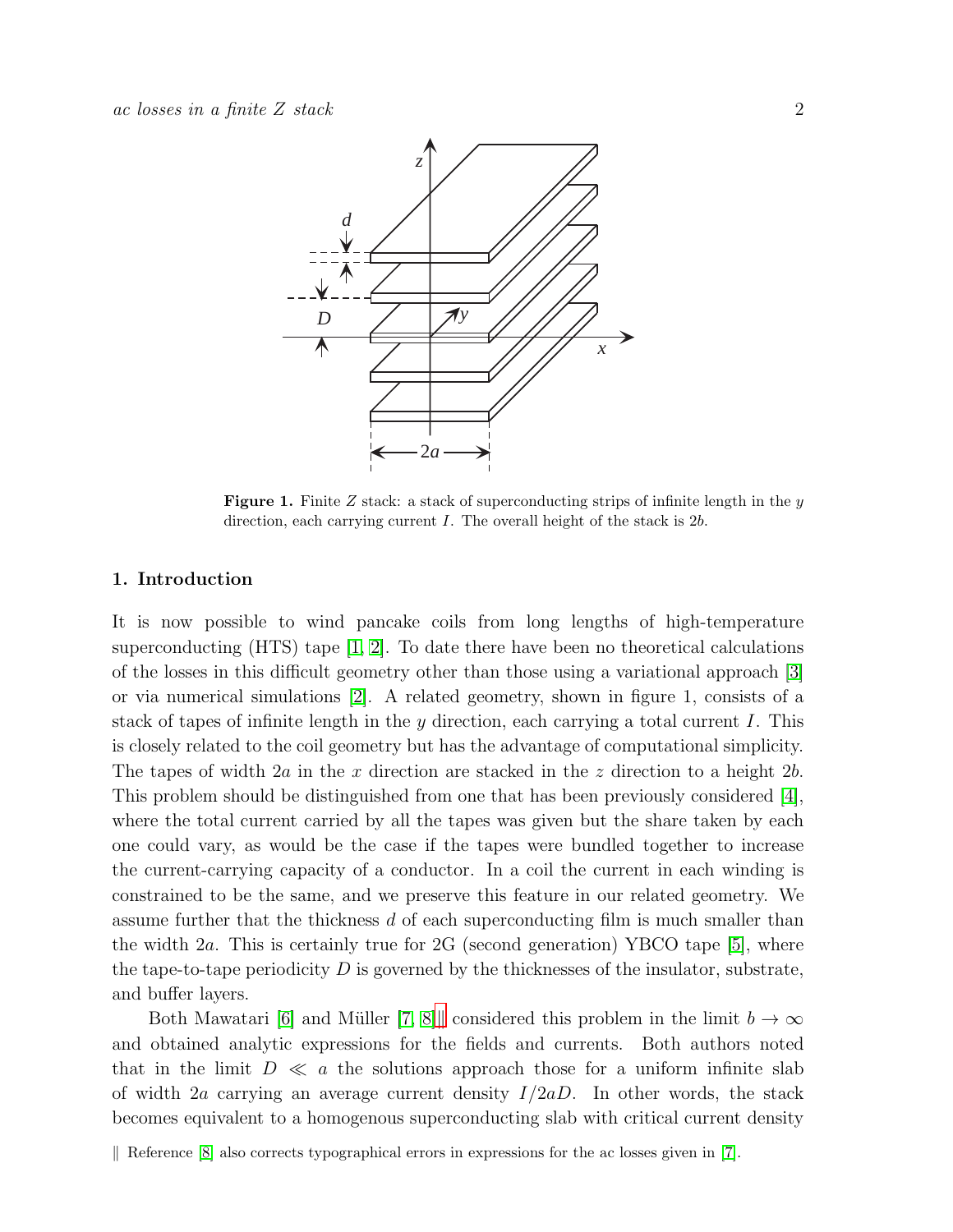**Figure 1.** Finite $Z$ stack: a stack of superconducting strips of infinite length in the $y$ direction, each carrying current $I$. The overall height of the stack is $2b$.

## 1. Introduction

It is now possible to wind pancake coils from long lengths of high-temperature superconducting (HTS) tape [1, 2]. To date there have been no theoretical calculations of the losses in this difficult geometry other than those using a variational approach [3] or via numerical simulations [2]. A related geometry, shown in figure 1, consists of a stack of tapes of infinite length in the $y$ direction, each carrying a total current $I$. This is closely related to the coil geometry but has the advantage of computational simplicity. The tapes of width $2a$ in the $x$ direction are stacked in the $z$ direction to a height $2b$. This problem should be distinguished from one that has been previously considered [4], where the total current carried by all the tapes was given but the share taken by each one could vary, as would be the case if the tapes were bundled together to increase the current-carrying capacity of a conductor. In a coil the current in each winding is constrained to be the same, and we preserve this feature in our related geometry. We assume further that the thickness $d$ of each superconducting film is much smaller than the width $2a$. This is certainly true for 2G (second generation) YBCO tape [5], where the tape-to-tape periodicity $D$ is governed by the thicknesses of the insulator, substrate, and buffer layers.

Both Mawatari [6] and Müller [7, 8]‖ considered this problem in the limit $b \to \infty$ and obtained analytic expressions for the fields and currents. Both authors noted that in the limit $D \ll a$ the solutions approach those for a uniform infinite slab of width $2a$ carrying an average current density $I/2aD$. In other words, the stack becomes equivalent to a homogenous superconducting slab with critical current density

‖ Reference [8] also corrects typographical errors in expressions for the ac losses given in [7].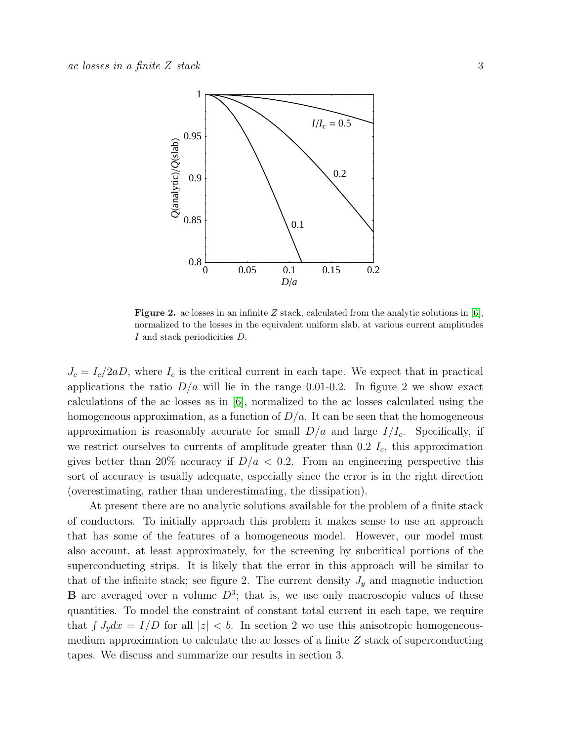**Figure 2.** ac losses in an infinite $Z$ stack, calculated from the analytic solutions in [6], normalized to the losses in the equivalent uniform slab, at various current amplitudes $I$ and stack periodicities $D$.

$J_c = I_c/2aD$, where $I_c$ is the critical current in each tape. We expect that in practical applications the ratio $D/a$ will lie in the range 0.01-0.2. In figure 2 we show exact calculations of the ac losses as in [6], normalized to the ac losses calculated using the homogeneous approximation, as a function of $D/a$. It can be seen that the homogeneous approximation is reasonably accurate for small $D/a$ and large $I/I_c$. Specifically, if we restrict ourselves to currents of amplitude greater than 0.2 $I_c$, this approximation gives better than 20% accuracy if $D/a < 0.2$. From an engineering perspective this sort of accuracy is usually adequate, especially since the error is in the right direction (overestimating, rather than underestimating, the dissipation).

At present there are no analytic solutions available for the problem of a finite stack of conductors. To initially approach this problem it makes sense to use an approach that has some of the features of a homogeneous model. However, our model must also account, at least approximately, for the screening by subcritical portions of the superconducting strips. It is likely that the error in this approach will be similar to that of the infinite stack; see figure 2. The current density $J_y$ and magnetic induction $\mathbf{B}$ are averaged over a volume $D^3$; that is, we use only macroscopic values of these quantities. To model the constraint of constant total current in each tape, we require that $\int J_y dx = I/D$ for all $|z| < b$. In section 2 we use this anisotropic homogeneous-medium approximation to calculate the ac losses of a finite $Z$ stack of superconducting tapes. We discuss and summarize our results in section 3.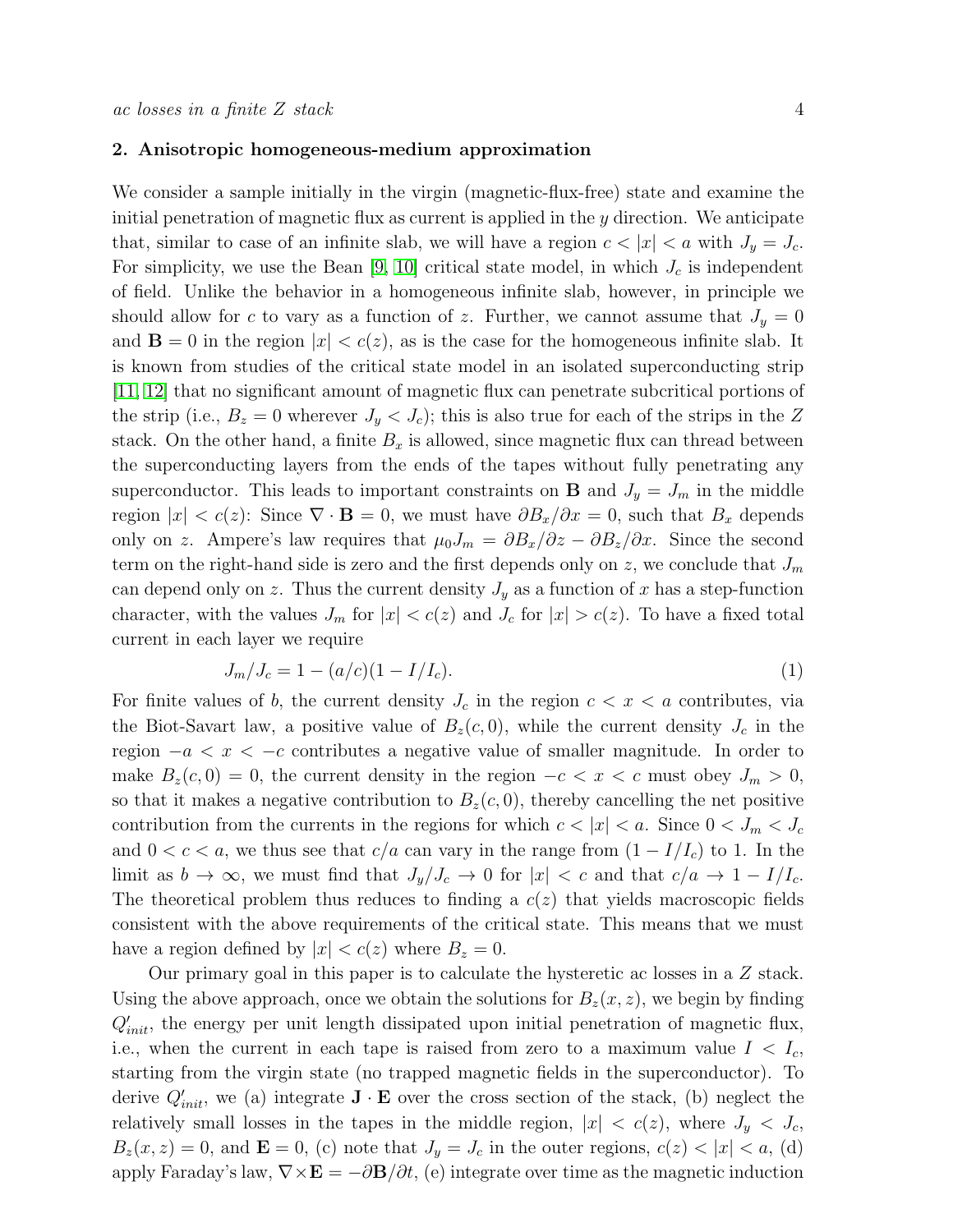## 2. Anisotropic homogeneous-medium approximation

We consider a sample initially in the virgin (magnetic-flux-free) state and examine the initial penetration of magnetic flux as current is applied in the $y$ direction. We anticipate that, similar to case of an infinite slab, we will have a region $c < |x| < a$ with $J_y = J_c$. For simplicity, we use the Bean [9, 10] critical state model, in which $J_c$ is independent of field. Unlike the behavior in a homogeneous infinite slab, however, in principle we should allow for $c$ to vary as a function of $z$. Further, we cannot assume that $J_y = 0$ and $\mathbf{B} = 0$ in the region $|x| < c(z)$, as is the case for the homogeneous infinite slab. It is known from studies of the critical state model in an isolated superconducting strip [11, 12] that no significant amount of magnetic flux can penetrate subcritical portions of the strip (i.e., $B_z = 0$ wherever $J_y < J_c$); this is also true for each of the strips in the $Z$ stack. On the other hand, a finite $B_x$ is allowed, since magnetic flux can thread between the superconducting layers from the ends of the tapes without fully penetrating any superconductor. This leads to important constraints on $\mathbf{B}$ and $J_y = J_m$ in the middle region $|x| < c(z)$: Since $\nabla \cdot \mathbf{B} = 0$, we must have $\partial B_x/\partial x = 0$, such that $B_x$ depends only on $z$. Ampere's law requires that $\mu_0 J_m = \partial B_x/\partial z - \partial B_z/\partial x$. Since the second term on the right-hand side is zero and the first depends only on $z$, we conclude that $J_m$ can depend only on $z$. Thus the current density $J_y$ as a function of $x$ has a step-function character, with the values $J_m$ for $|x| < c(z)$ and $J_c$ for $|x| > c(z)$. To have a fixed total current in each layer we require

$$J_m/J_c = 1 - (a/c)(1 - I/I_c). \tag{1}$$

For finite values of $b$, the current density $J_c$ in the region $c < x < a$ contributes, via the Biot-Savart law, a positive value of $B_z(c, 0)$, while the current density $J_c$ in the region $-a < x < -c$ contributes a negative value of smaller magnitude. In order to make $B_z(c, 0) = 0$, the current density in the region $-c < x < c$ must obey $J_m > 0$, so that it makes a negative contribution to $B_z(c, 0)$, thereby cancelling the net positive contribution from the currents in the regions for which $c < |x| < a$. Since $0 < J_m < J_c$ and $0 < c < a$, we thus see that $c/a$ can vary in the range from $(1 - I/I_c)$ to 1. In the limit as $b \to \infty$, we must find that $J_y/J_c \to 0$ for $|x| < c$ and that $c/a \to 1 - I/I_c$. The theoretical problem thus reduces to finding a $c(z)$ that yields macroscopic fields consistent with the above requirements of the critical state. This means that we must have a region defined by $|x| < c(z)$ where $B_z = 0$.

Our primary goal in this paper is to calculate the hysteretic ac losses in a $Z$ stack. Using the above approach, once we obtain the solutions for $B_z(x, z)$, we begin by finding $Q'_{init}$, the energy per unit length dissipated upon initial penetration of magnetic flux, i.e., when the current in each tape is raised from zero to a maximum value $I < I_c$, starting from the virgin state (no trapped magnetic fields in the superconductor). To derive $Q'_{init}$, we (a) integrate $\mathbf{J} \cdot \mathbf{E}$ over the cross section of the stack, (b) neglect the relatively small losses in the tapes in the middle region, $|x| < c(z)$, where $J_y < J_c$, $B_z(x, z) = 0$, and $\mathbf{E} = 0$, (c) note that $J_y = J_c$ in the outer regions, $c(z) < |x| < a$, (d) apply Faraday's law, $\nabla \times \mathbf{E} = -\partial \mathbf{B}/\partial t$, (e) integrate over time as the magnetic induction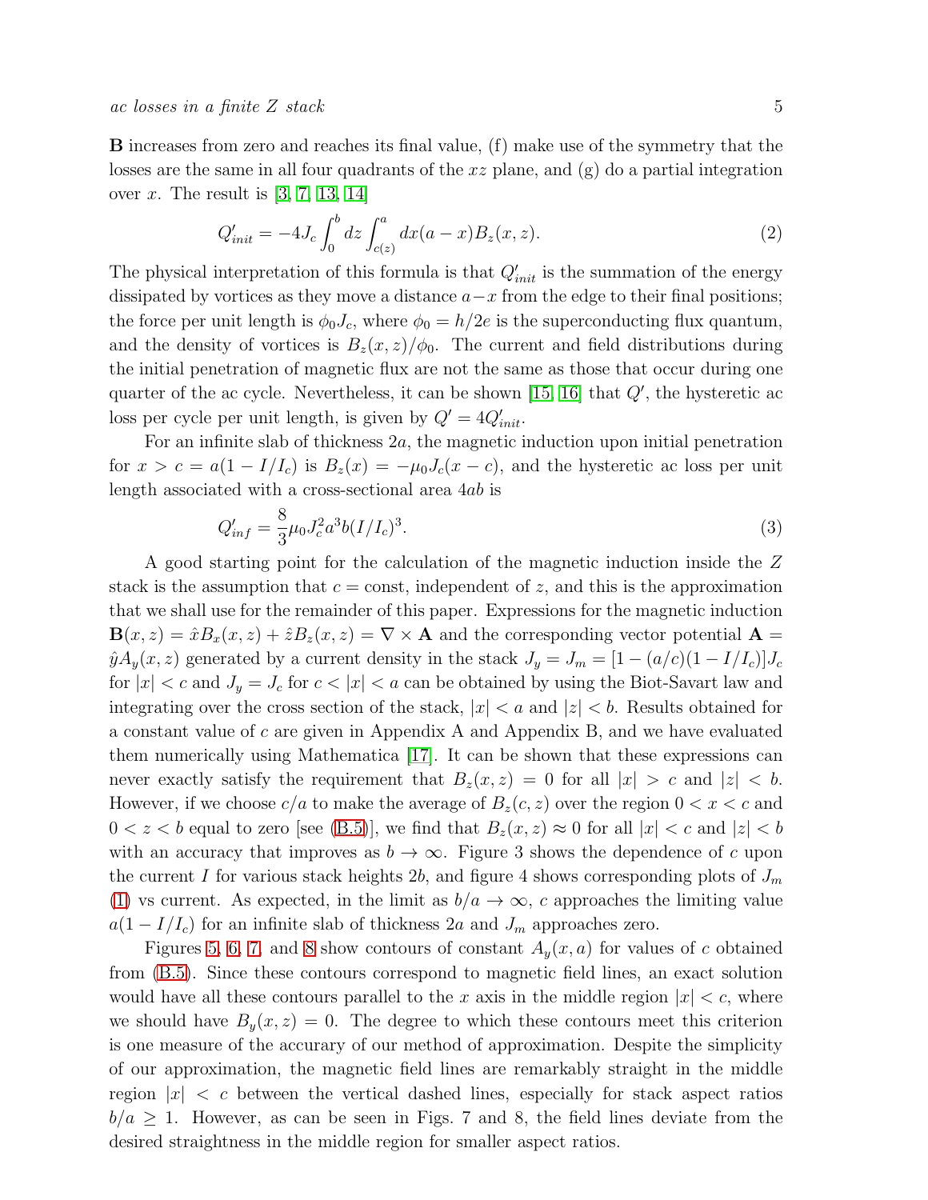**B** increases from zero and reaches its final value, (f) make use of the symmetry that the losses are the same in all four quadrants of the $xz$ plane, and (g) do a partial integration over $x$. The result is [3, 7, 13, 14]

$$Q'_{init} = -4J_c \int_0^b dz \int_{c(z)}^a dx(a-x)B_z(x,z). \tag{2}$$

The physical interpretation of this formula is that $Q'_{init}$ is the summation of the energy dissipated by vortices as they move a distance $a-x$ from the edge to their final positions; the force per unit length is $\phi_0 J_c$, where $\phi_0 = h/2e$ is the superconducting flux quantum, and the density of vortices is $B_z(x,z)/\phi_0$. The current and field distributions during the initial penetration of magnetic flux are not the same as those that occur during one quarter of the ac cycle. Nevertheless, it can be shown [15, 16] that $Q'$, the hysteretic ac loss per cycle per unit length, is given by $Q' = 4Q'_{init}$.

For an infinite slab of thickness $2a$, the magnetic induction upon initial penetration for $x > c = a(1 - I/I_c)$ is $B_z(x) = -\mu_0 J_c(x-c)$, and the hysteretic ac loss per unit length associated with a cross-sectional area $4ab$ is

$$Q'_{inf} = \frac{8}{3}\mu_0 J_c^2 a^3 b (I/I_c)^3. \tag{3}$$

A good starting point for the calculation of the magnetic induction inside the $Z$ stack is the assumption that $c = $ const, independent of $z$, and this is the approximation that we shall use for the remainder of this paper. Expressions for the magnetic induction $\mathbf{B}(x,z) = \hat{x}B_x(x,z) + \hat{z}B_z(x,z) = \nabla \times \mathbf{A}$ and the corresponding vector potential $\mathbf{A} = \hat{y}A_y(x,z)$ generated by a current density in the stack $J_y = J_m = [1 - (a/c)(1 - I/I_c)]J_c$ for $|x| < c$ and $J_y = J_c$ for $c < |x| < a$ can be obtained by using the Biot-Savart law and integrating over the cross section of the stack, $|x| < a$ and $|z| < b$. Results obtained for a constant value of $c$ are given in Appendix A and Appendix B, and we have evaluated them numerically using Mathematica [17]. It can be shown that these expressions can never exactly satisfy the requirement that $B_z(x,z) = 0$ for all $|x| > c$ and $|z| < b$. However, if we choose $c/a$ to make the average of $B_z(c,z)$ over the region $0 < x < c$ and $0 < z < b$ equal to zero [see (B.5)], we find that $B_z(x,z) \approx 0$ for all $|x| < c$ and $|z| < b$ with an accuracy that improves as $b \to \infty$. Figure 3 shows the dependence of $c$ upon the current $I$ for various stack heights $2b$, and figure 4 shows corresponding plots of $J_m$ (1) vs current. As expected, in the limit as $b/a \to \infty$, $c$ approaches the limiting value $a(1 - I/I_c)$ for an infinite slab of thickness $2a$ and $J_m$ approaches zero.

Figures 5, 6, 7, and 8 show contours of constant $A_y(x,a)$ for values of $c$ obtained from (B.5). Since these contours correspond to magnetic field lines, an exact solution would have all these contours parallel to the $x$ axis in the middle region $|x| < c$, where we should have $B_y(x,z) = 0$. The degree to which these contours meet this criterion is one measure of the accurary of our method of approximation. Despite the simplicity of our approximation, the magnetic field lines are remarkably straight in the middle region $|x| < c$ between the vertical dashed lines, especially for stack aspect ratios $b/a \geq 1$. However, as can be seen in Figs. 7 and 8, the field lines deviate from the desired straightness in the middle region for smaller aspect ratios.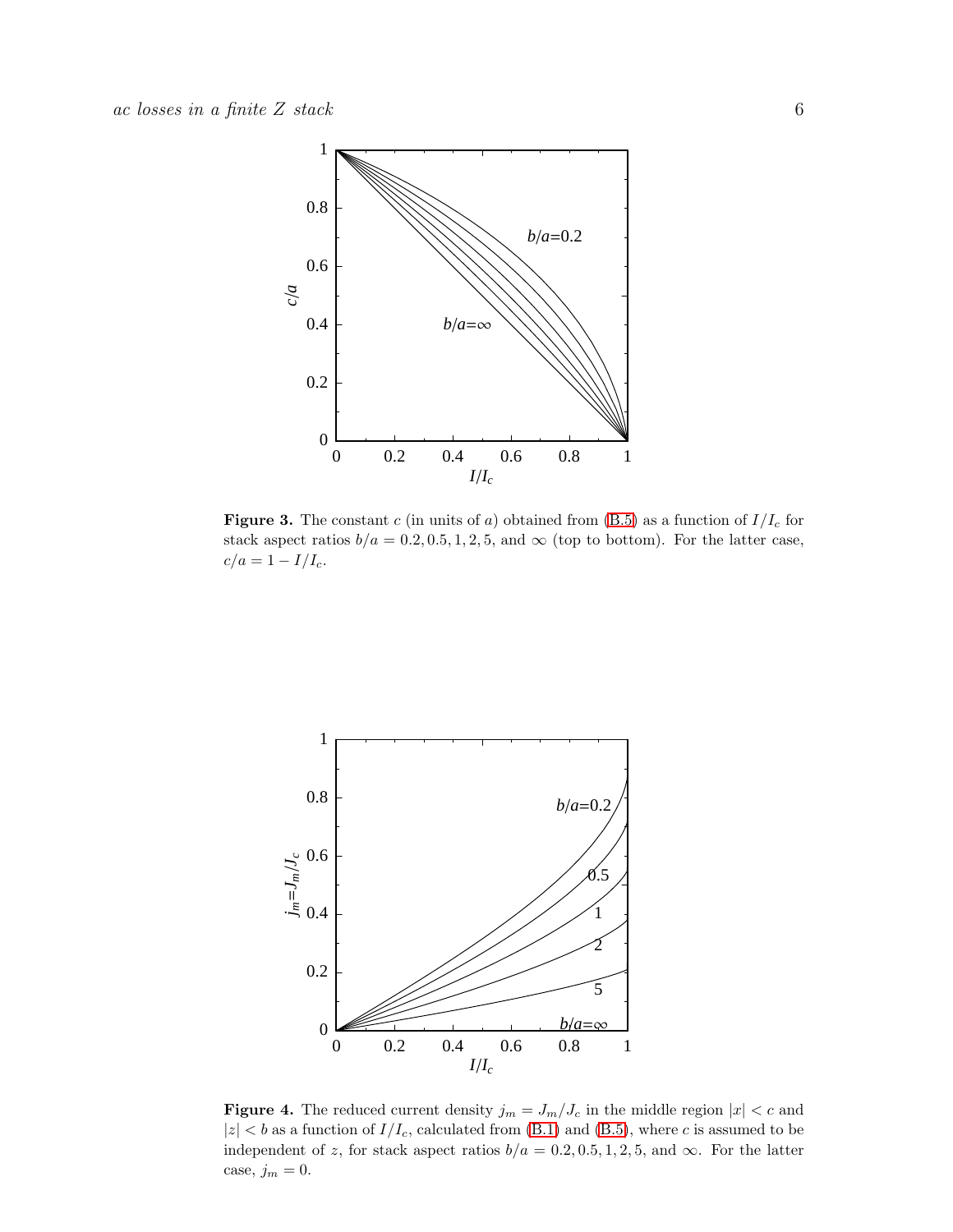**Figure 3.** The constant $c$ (in units of $a$) obtained from (B.5) as a function of $I/I_c$ for stack aspect ratios $b/a = 0.2, 0.5, 1, 2, 5$, and $\infty$ (top to bottom). For the latter case, $c/a = 1 - I/I_c$.

**Figure 4.** The reduced current density $j_m = J_m/J_c$ in the middle region $|x| < c$ and $|z| < b$ as a function of $I/I_c$, calculated from (B.1) and (B.5), where $c$ is assumed to be independent of $z$, for stack aspect ratios $b/a = 0.2, 0.5, 1, 2, 5$, and $\infty$. For the latter case, $j_m = 0$.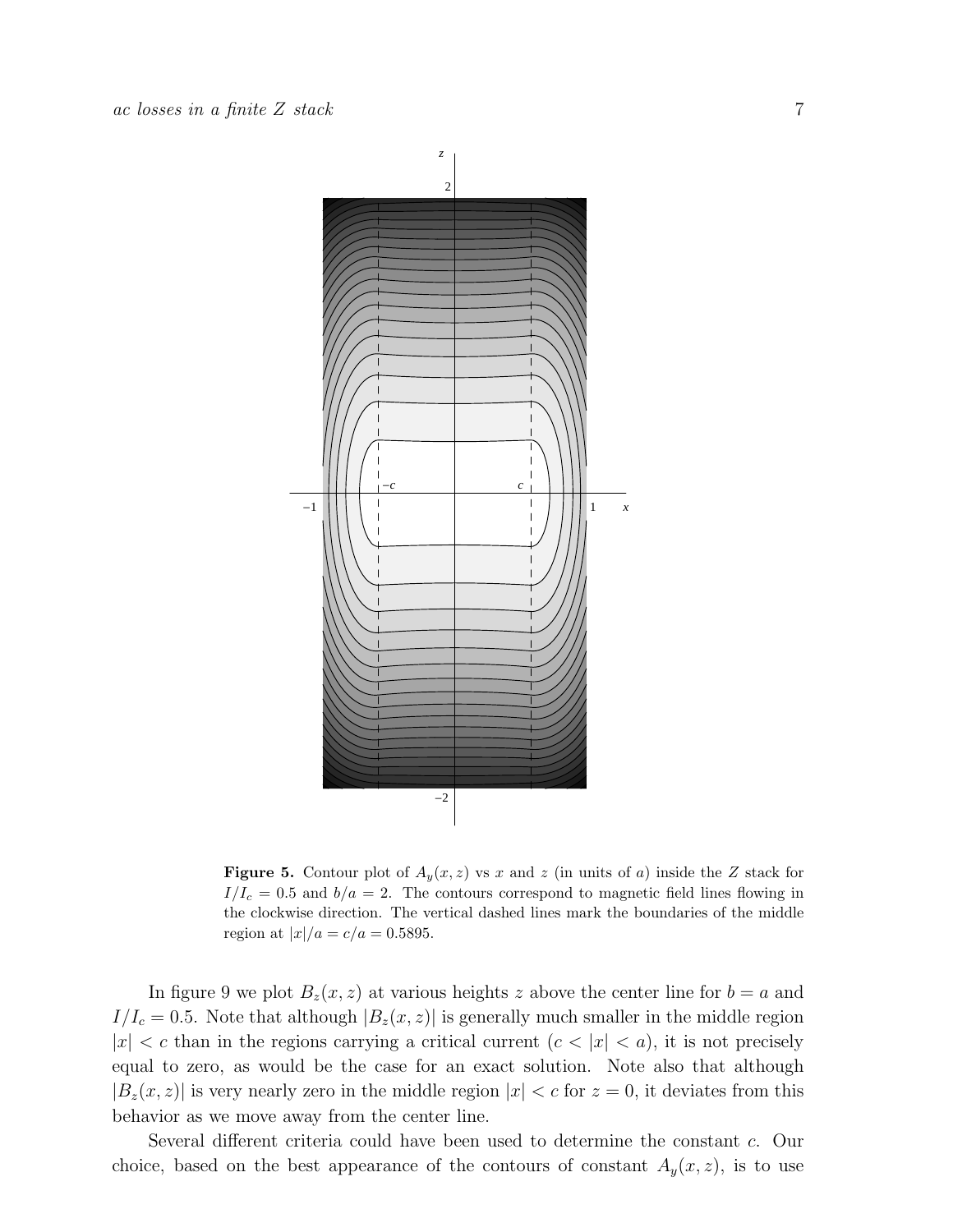**Figure 5.** Contour plot of $A_y(x, z)$ vs $x$ and $z$ (in units of $a$) inside the $Z$ stack for $I/I_c = 0.5$ and $b/a = 2$. The contours correspond to magnetic field lines flowing in the clockwise direction. The vertical dashed lines mark the boundaries of the middle region at $|x|/a = c/a = 0.5895$.

In figure 9 we plot $B_z(x, z)$ at various heights $z$ above the center line for $b = a$ and $I/I_c = 0.5$. Note that although $|B_z(x, z)|$ is generally much smaller in the middle region $|x| < c$ than in the regions carrying a critical current ($c < |x| < a$), it is not precisely equal to zero, as would be the case for an exact solution. Note also that although $|B_z(x, z)|$ is very nearly zero in the middle region $|x| < c$ for $z = 0$, it deviates from this behavior as we move away from the center line.

Several different criteria could have been used to determine the constant $c$. Our choice, based on the best appearance of the contours of constant $A_y(x, z)$, is to use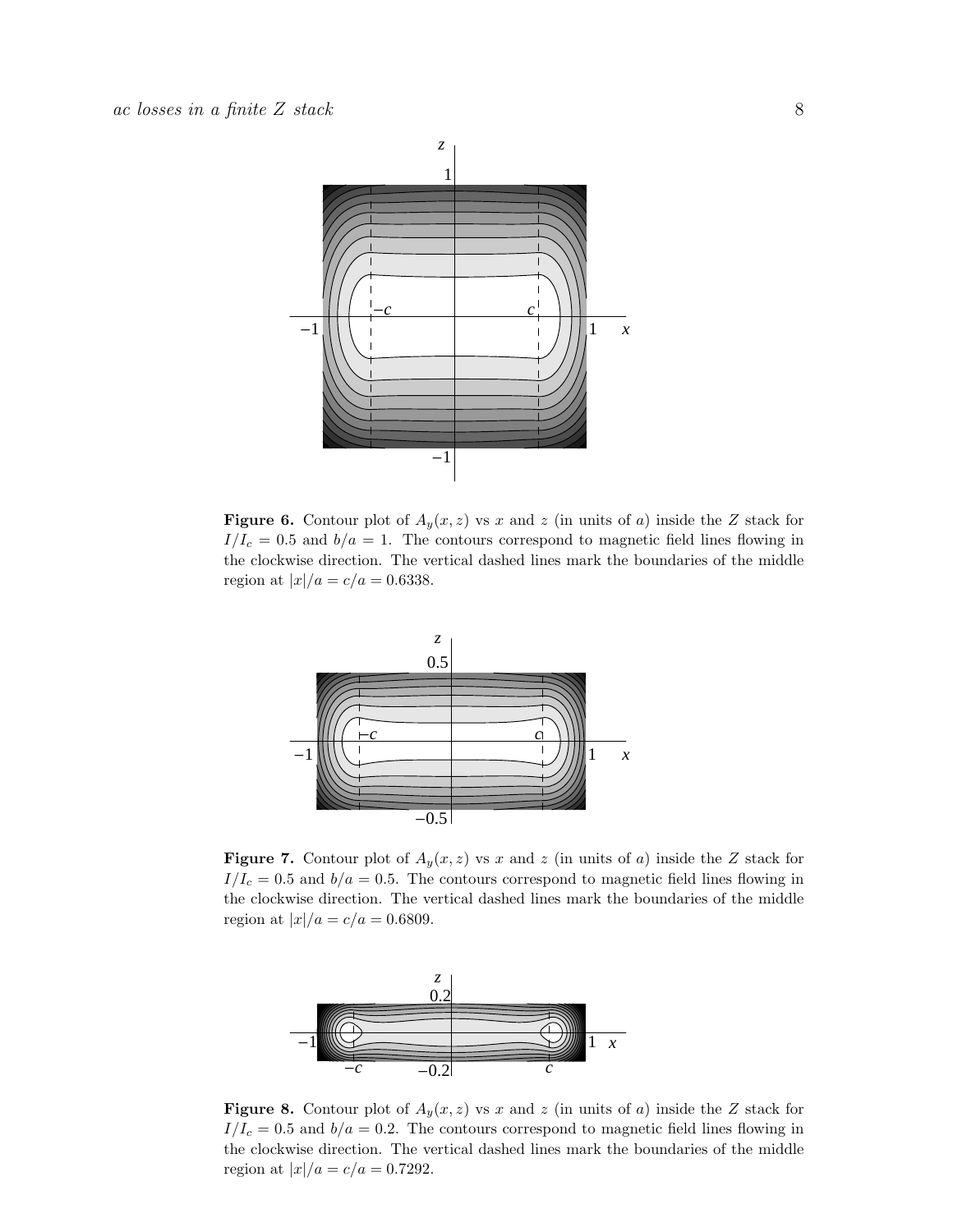**Figure 6.** Contour plot of $A_y(x, z)$ vs $x$ and $z$ (in units of $a$) inside the $Z$ stack for $I/I_c = 0.5$ and $b/a = 1$. The contours correspond to magnetic field lines flowing in the clockwise direction. The vertical dashed lines mark the boundaries of the middle region at $|x|/a = c/a = 0.6338$.

**Figure 7.** Contour plot of $A_y(x, z)$ vs $x$ and $z$ (in units of $a$) inside the $Z$ stack for $I/I_c = 0.5$ and $b/a = 0.5$. The contours correspond to magnetic field lines flowing in the clockwise direction. The vertical dashed lines mark the boundaries of the middle region at $|x|/a = c/a = 0.6809$.

**Figure 8.** Contour plot of $A_y(x, z)$ vs $x$ and $z$ (in units of $a$) inside the $Z$ stack for $I/I_c = 0.5$ and $b/a = 0.2$. The contours correspond to magnetic field lines flowing in the clockwise direction. The vertical dashed lines mark the boundaries of the middle region at $|x|/a = c/a = 0.7292$.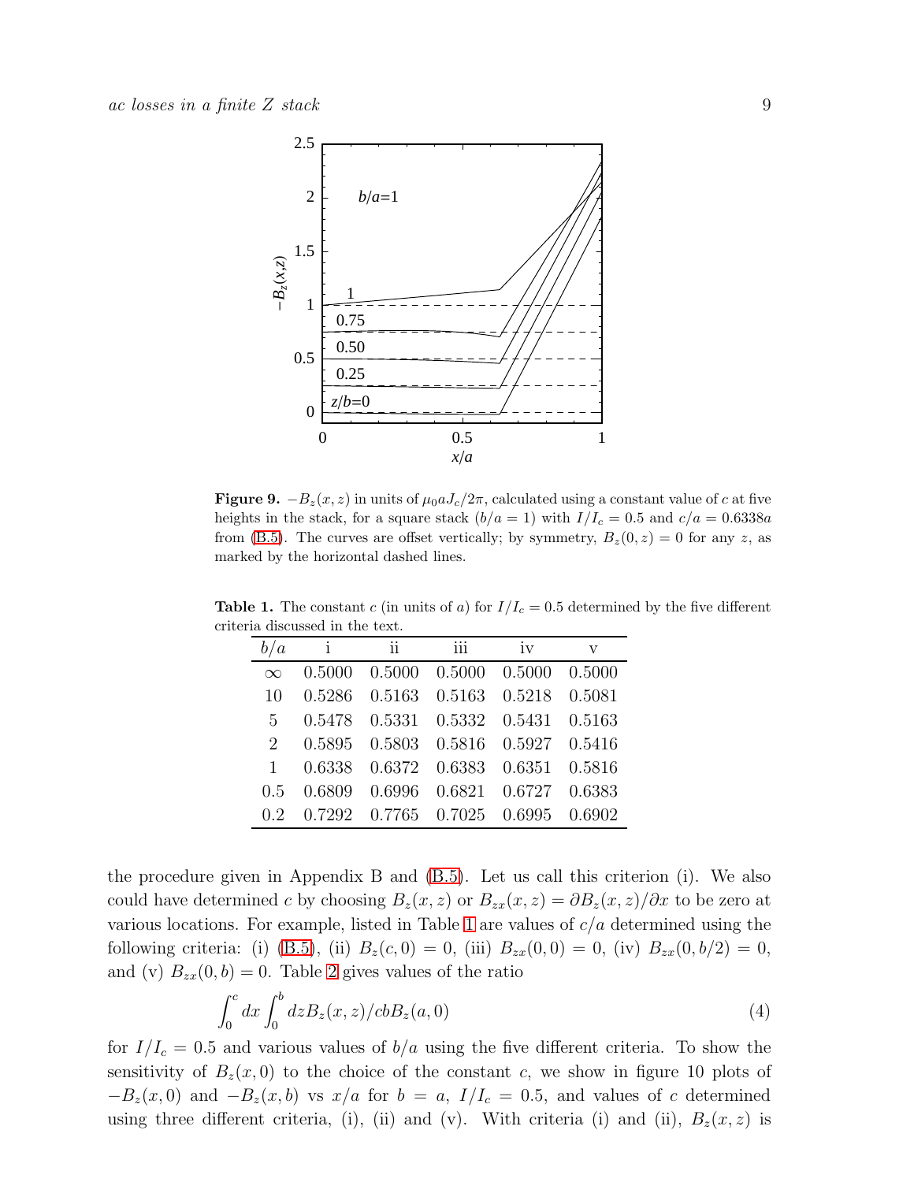**Figure 9.** $-B_z(x,z)$ in units of $\mu_0 a J_c/2\pi$, calculated using a constant value of $c$ at five heights in the stack, for a square stack ($b/a = 1$) with $I/I_c = 0.5$ and $c/a = 0.6338a$ from (B.5). The curves are offset vertically; by symmetry, $B_z(0,z) = 0$ for any $z$, as marked by the horizontal dashed lines.

**Table 1.** The constant $c$ (in units of $a$) for $I/I_c = 0.5$ determined by the five different criteria discussed in the text.

| $b/a$ | i | ii | iii | iv | v |
|---|---|---|---|---|---|
| $\infty$ | 0.5000 | 0.5000 | 0.5000 | 0.5000 | 0.5000 |
| 10 | 0.5286 | 0.5163 | 0.5163 | 0.5218 | 0.5081 |
| 5 | 0.5478 | 0.5331 | 0.5332 | 0.5431 | 0.5163 |
| 2 | 0.5895 | 0.5803 | 0.5816 | 0.5927 | 0.5416 |
| 1 | 0.6338 | 0.6372 | 0.6383 | 0.6351 | 0.5816 |
| 0.5 | 0.6809 | 0.6996 | 0.6821 | 0.6727 | 0.6383 |
| 0.2 | 0.7292 | 0.7765 | 0.7025 | 0.6995 | 0.6902 |

the procedure given in Appendix B and (B.5). Let us call this criterion (i). We also could have determined $c$ by choosing $B_z(x,z)$ or $B_{zx}(x,z) = \partial B_z(x,z)/\partial x$ to be zero at various locations. For example, listed in Table 1 are values of $c/a$ determined using the following criteria: (i) (B.5), (ii) $B_z(c,0) = 0$, (iii) $B_{zx}(0,0) = 0$, (iv) $B_{zx}(0,b/2) = 0$, and (v) $B_{zx}(0,b) = 0$. Table 2 gives values of the ratio

$$\int_0^c dx \int_0^b dz B_z(x,z)/cbB_z(a,0) \tag{4}$$

for $I/I_c = 0.5$ and various values of $b/a$ using the five different criteria. To show the sensitivity of $B_z(x,0)$ to the choice of the constant $c$, we show in figure 10 plots of $-B_z(x,0)$ and $-B_z(x,b)$ vs $x/a$ for $b = a$, $I/I_c = 0.5$, and values of $c$ determined using three different criteria, (i), (ii) and (v). With criteria (i) and (ii), $B_z(x,z)$ is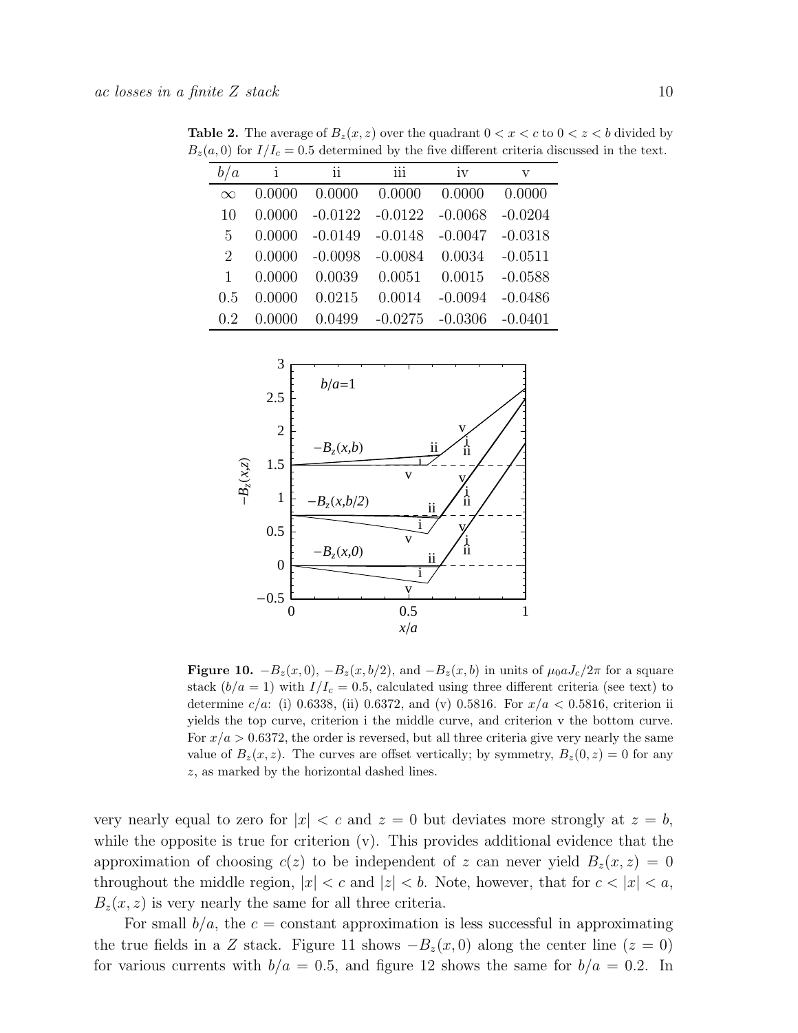**Table 2.** The average of $B_z(x,z)$ over the quadrant $0 < x < c$ to $0 < z < b$ divided by $B_z(a,0)$ for $I/I_c = 0.5$ determined by the five different criteria discussed in the text.

| $b/a$ | i | ii | iii | iv | v |
|---|---|---|---|---|---|
| $\infty$ | 0.0000 | 0.0000 | 0.0000 | 0.0000 | 0.0000 |
| 10 | 0.0000 | -0.0122 | -0.0122 | -0.0068 | -0.0204 |
| 5 | 0.0000 | -0.0149 | -0.0148 | -0.0047 | -0.0318 |
| 2 | 0.0000 | -0.0098 | -0.0084 | 0.0034 | -0.0511 |
| 1 | 0.0000 | 0.0039 | 0.0051 | 0.0015 | -0.0588 |
| 0.5 | 0.0000 | 0.0215 | 0.0014 | -0.0094 | -0.0486 |
| 0.2 | 0.0000 | 0.0499 | -0.0275 | -0.0306 | -0.0401 |

**Figure 10.** $-B_z(x,0)$, $-B_z(x,b/2)$, and $-B_z(x,b)$ in units of $\mu_0 a J_c/2\pi$ for a square stack ($b/a = 1$) with $I/I_c = 0.5$, calculated using three different criteria (see text) to determine $c/a$: (i) 0.6338, (ii) 0.6372, and (v) 0.5816. For $x/a < 0.5816$, criterion ii yields the top curve, criterion i the middle curve, and criterion v the bottom curve. For $x/a > 0.6372$, the order is reversed, but all three criteria give very nearly the same value of $B_z(x,z)$. The curves are offset vertically; by symmetry, $B_z(0,z) = 0$ for any $z$, as marked by the horizontal dashed lines.

very nearly equal to zero for $|x| < c$ and $z = 0$ but deviates more strongly at $z = b$, while the opposite is true for criterion (v). This provides additional evidence that the approximation of choosing $c(z)$ to be independent of $z$ can never yield $B_z(x,z) = 0$ throughout the middle region, $|x| < c$ and $|z| < b$. Note, however, that for $c < |x| < a$, $B_z(x,z)$ is very nearly the same for all three criteria.

For small $b/a$, the $c$ = constant approximation is less successful in approximating the true fields in a $Z$ stack. Figure 11 shows $-B_z(x,0)$ along the center line ($z = 0$) for various currents with $b/a = 0.5$, and figure 12 shows the same for $b/a = 0.2$. In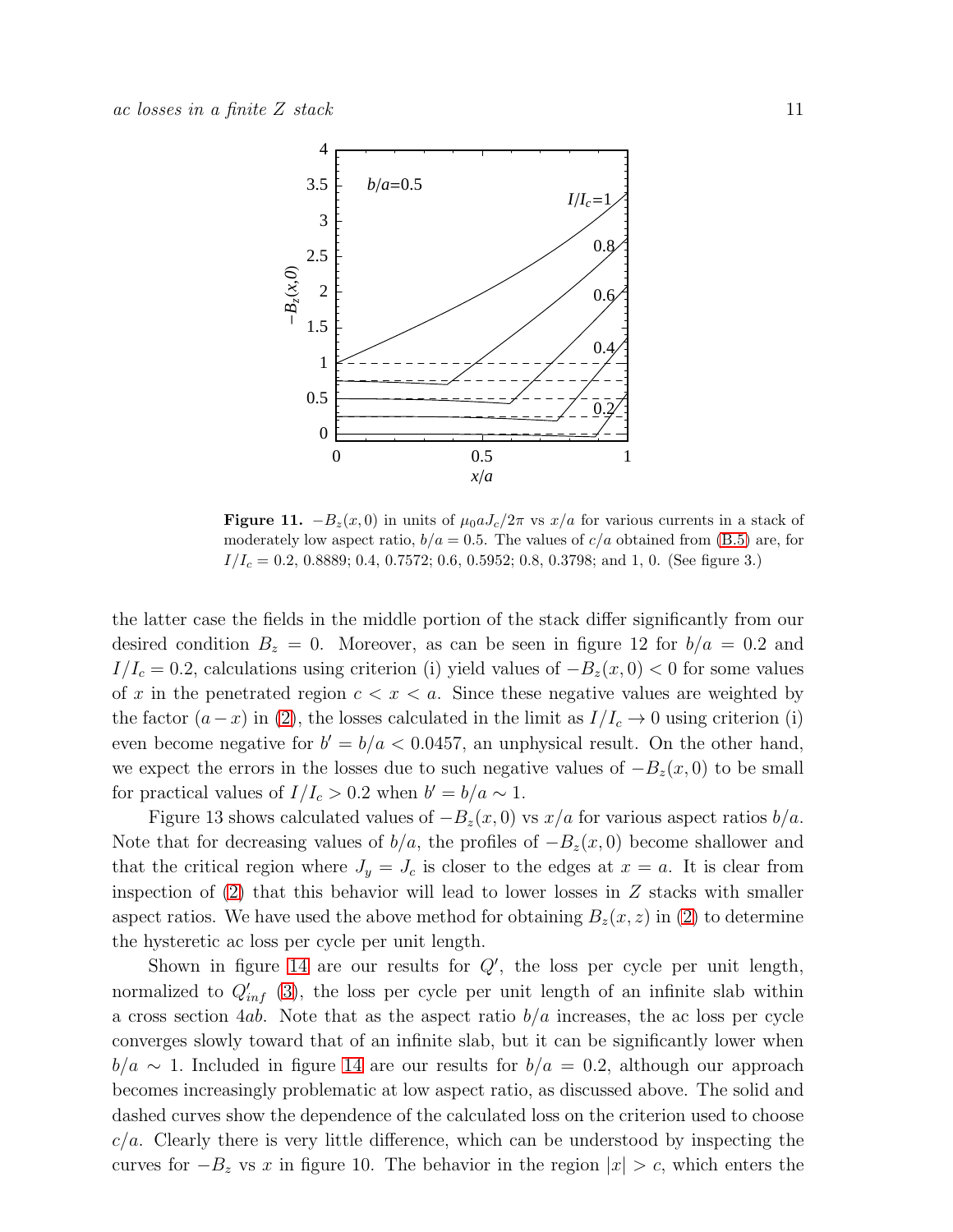**Figure 11.** $-B_z(x,0)$ in units of $\mu_0 a J_c/2\pi$ vs $x/a$ for various currents in a stack of moderately low aspect ratio, $b/a = 0.5$. The values of $c/a$ obtained from (B.5) are, for $I/I_c = 0.2$, 0.8889; 0.4, 0.7572; 0.6, 0.5952; 0.8, 0.3798; and 1, 0. (See figure 3.)

the latter case the fields in the middle portion of the stack differ significantly from our desired condition $B_z = 0$. Moreover, as can be seen in figure 12 for $b/a = 0.2$ and $I/I_c = 0.2$, calculations using criterion (i) yield values of $-B_z(x,0) < 0$ for some values of $x$ in the penetrated region $c < x < a$. Since these negative values are weighted by the factor $(a-x)$ in (2), the losses calculated in the limit as $I/I_c \to 0$ using criterion (i) even become negative for $b' = b/a < 0.0457$, an unphysical result. On the other hand, we expect the errors in the losses due to such negative values of $-B_z(x,0)$ to be small for practical values of $I/I_c > 0.2$ when $b' = b/a \sim 1$.

Figure 13 shows calculated values of $-B_z(x,0)$ vs $x/a$ for various aspect ratios $b/a$. Note that for decreasing values of $b/a$, the profiles of $-B_z(x,0)$ become shallower and that the critical region where $J_y = J_c$ is closer to the edges at $x = a$. It is clear from inspection of (2) that this behavior will lead to lower losses in $Z$ stacks with smaller aspect ratios. We have used the above method for obtaining $B_z(x,z)$ in (2) to determine the hysteretic ac loss per cycle per unit length.

Shown in figure 14 are our results for $Q'$, the loss per cycle per unit length, normalized to $Q'_{inf}$ (3), the loss per cycle per unit length of an infinite slab within a cross section $4ab$. Note that as the aspect ratio $b/a$ increases, the ac loss per cycle converges slowly toward that of an infinite slab, but it can be significantly lower when $b/a \sim 1$. Included in figure 14 are our results for $b/a = 0.2$, although our approach becomes increasingly problematic at low aspect ratio, as discussed above. The solid and dashed curves show the dependence of the calculated loss on the criterion used to choose $c/a$. Clearly there is very little difference, which can be understood by inspecting the curves for $-B_z$ vs $x$ in figure 10. The behavior in the region $|x| > c$, which enters the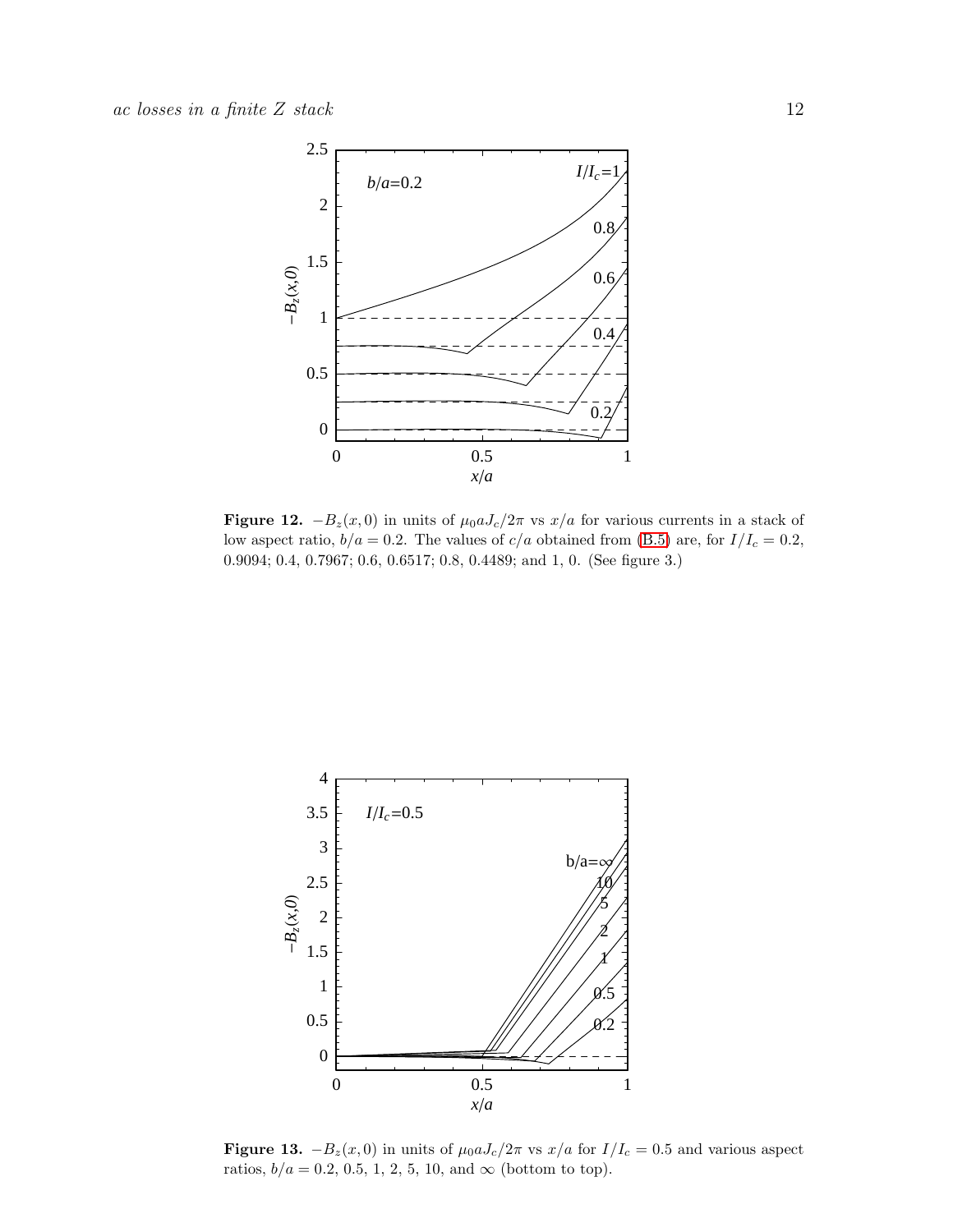**Figure 12.** $-B_z(x, 0)$ in units of $\mu_0 a J_c / 2\pi$ vs $x/a$ for various currents in a stack of low aspect ratio, $b/a = 0.2$. The values of $c/a$ obtained from (B.5) are, for $I/I_c = 0.2$, 0.9094; 0.4, 0.7967; 0.6, 0.6517; 0.8, 0.4489; and 1, 0. (See figure 3.)

**Figure 13.** $-B_z(x, 0)$ in units of $\mu_0 a J_c / 2\pi$ vs $x/a$ for $I/I_c = 0.5$ and various aspect ratios, $b/a = 0.2$, 0.5, 1, 2, 5, 10, and $\infty$ (bottom to top).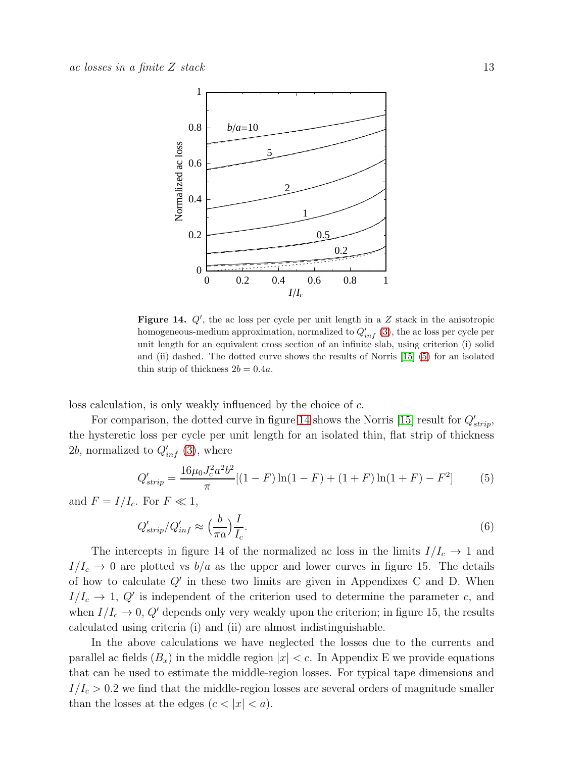**Figure 14.** $Q'$, the ac loss per cycle per unit length in a $Z$ stack in the anisotropic homogeneous-medium approximation, normalized to $Q'_{inf}$ (3), the ac loss per cycle per unit length for an equivalent cross section of an infinite slab, using criterion (i) solid and (ii) dashed. The dotted curve shows the results of Norris [15] (5) for an isolated thin strip of thickness $2b = 0.4a$.

loss calculation, is only weakly influenced by the choice of $c$.

For comparison, the dotted curve in figure 14 shows the Norris [15] result for $Q'_{strip}$, the hysteretic loss per cycle per unit length for an isolated thin, flat strip of thickness $2b$, normalized to $Q'_{inf}$ (3), where

$$Q'_{strip} = \frac{16\mu_0 J_c^2 a^2 b^2}{\pi}[(1-F)\ln(1-F) + (1+F)\ln(1+F) - F^2] \qquad (5)$$

and $F = I/I_c$. For $F \ll 1$,

$$Q'_{strip}/Q'_{inf} \approx \Big(\frac{b}{\pi a}\Big)\frac{I}{I_c}. \qquad (6)$$

The intercepts in figure 14 of the normalized ac loss in the limits $I/I_c \to 1$ and $I/I_c \to 0$ are plotted vs $b/a$ as the upper and lower curves in figure 15. The details of how to calculate $Q'$ in these two limits are given in Appendixes C and D. When $I/I_c \to 1$, $Q'$ is independent of the criterion used to determine the parameter $c$, and when $I/I_c \to 0$, $Q'$ depends only very weakly upon the criterion; in figure 15, the results calculated using criteria (i) and (ii) are almost indistinguishable.

In the above calculations we have neglected the losses due to the currents and parallel ac fields ($B_x$) in the middle region $|x| < c$. In Appendix E we provide equations that can be used to estimate the middle-region losses. For typical tape dimensions and $I/I_c > 0.2$ we find that the middle-region losses are several orders of magnitude smaller than the losses at the edges ($c < |x| < a$).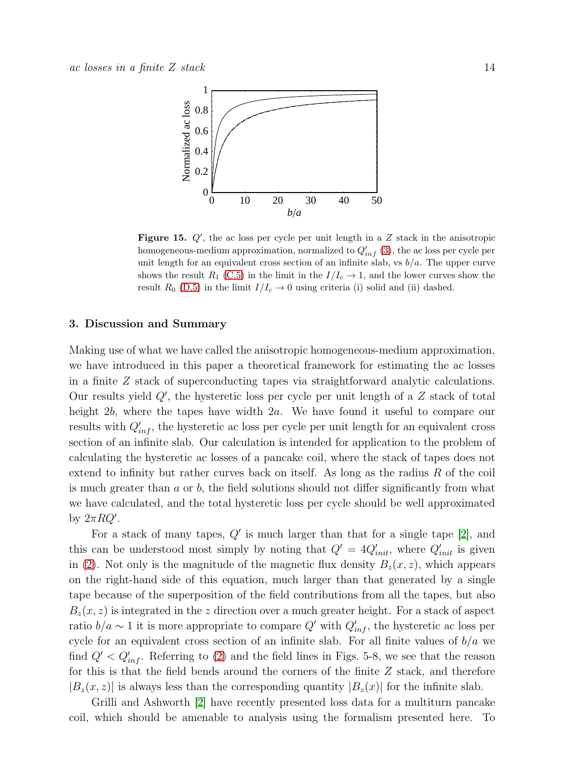**Figure 15.** $Q'$, the ac loss per cycle per unit length in a $Z$ stack in the anisotropic homogeneous-medium approximation, normalized to $Q'_{inf}$ (3), the ac loss per cycle per unit length for an equivalent cross section of an infinite slab, vs $b/a$. The upper curve shows the result $R_1$ (C.5) in the limit in the $I/I_c \to 1$, and the lower curves show the result $R_0$ (D.5) in the limit $I/I_c \to 0$ using criteria (i) solid and (ii) dashed.

## 3. Discussion and Summary

Making use of what we have called the anisotropic homogeneous-medium approximation, we have introduced in this paper a theoretical framework for estimating the ac losses in a finite $Z$ stack of superconducting tapes via straightforward analytic calculations. Our results yield $Q'$, the hysteretic loss per cycle per unit length of a $Z$ stack of total height $2b$, where the tapes have width $2a$. We have found it useful to compare our results with $Q'_{inf}$, the hysteretic ac loss per cycle per unit length for an equivalent cross section of an infinite slab. Our calculation is intended for application to the problem of calculating the hysteretic ac losses of a pancake coil, where the stack of tapes does not extend to infinity but rather curves back on itself. As long as the radius $R$ of the coil is much greater than $a$ or $b$, the field solutions should not differ significantly from what we have calculated, and the total hysteretic loss per cycle should be well approximated by $2\pi R Q'$.

For a stack of many tapes, $Q'$ is much larger than that for a single tape [2], and this can be understood most simply by noting that $Q' = 4Q'_{init}$, where $Q'_{init}$ is given in (2). Not only is the magnitude of the magnetic flux density $B_z(x,z)$, which appears on the right-hand side of this equation, much larger than that generated by a single tape because of the superposition of the field contributions from all the tapes, but also $B_z(x,z)$ is integrated in the $z$ direction over a much greater height. For a stack of aspect ratio $b/a \sim 1$ it is more appropriate to compare $Q'$ with $Q'_{inf}$, the hysteretic ac loss per cycle for an equivalent cross section of an infinite slab. For all finite values of $b/a$ we find $Q' < Q'_{inf}$. Referring to (2) and the field lines in Figs. 5-8, we see that the reason for this is that the field bends around the corners of the finite $Z$ stack, and therefore $|B_z(x,z)|$ is always less than the corresponding quantity $|B_z(x)|$ for the infinite slab.

Grilli and Ashworth [2] have recently presented loss data for a multiturn pancake coil, which should be amenable to analysis using the formalism presented here. To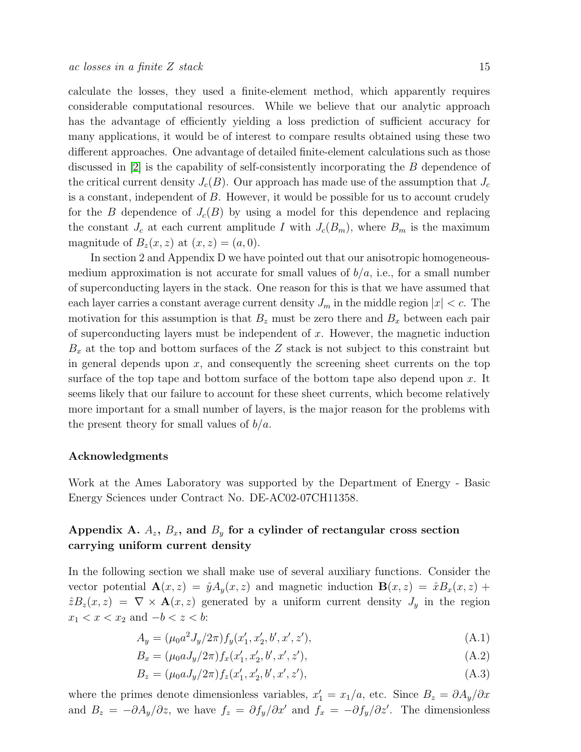calculate the losses, they used a finite-element method, which apparently requires considerable computational resources. While we believe that our analytic approach has the advantage of efficiently yielding a loss prediction of sufficient accuracy for many applications, it would be of interest to compare results obtained using these two different approaches. One advantage of detailed finite-element calculations such as those discussed in [2] is the capability of self-consistently incorporating the $B$ dependence of the critical current density $J_c(B)$. Our approach has made use of the assumption that $J_c$ is a constant, independent of $B$. However, it would be possible for us to account crudely for the $B$ dependence of $J_c(B)$ by using a model for this dependence and replacing the constant $J_c$ at each current amplitude $I$ with $J_c(B_m)$, where $B_m$ is the maximum magnitude of $B_z(x, z)$ at $(x, z) = (a, 0)$.

In section 2 and Appendix D we have pointed out that our anisotropic homogeneous-medium approximation is not accurate for small values of $b/a$, i.e., for a small number of superconducting layers in the stack. One reason for this is that we have assumed that each layer carries a constant average current density $J_m$ in the middle region $|x| < c$. The motivation for this assumption is that $B_z$ must be zero there and $B_x$ between each pair of superconducting layers must be independent of $x$. However, the magnetic induction $B_x$ at the top and bottom surfaces of the $Z$ stack is not subject to this constraint but in general depends upon $x$, and consequently the screening sheet currents on the top surface of the top tape and bottom surface of the bottom tape also depend upon $x$. It seems likely that our failure to account for these sheet currents, which become relatively more important for a small number of layers, is the major reason for the problems with the present theory for small values of $b/a$.

### Acknowledgments

Work at the Ames Laboratory was supported by the Department of Energy - Basic Energy Sciences under Contract No. DE-AC02-07CH11358.

## Appendix A. $A_z$, $B_x$, and $B_y$ for a cylinder of rectangular cross section carrying uniform current density

In the following section we shall make use of several auxiliary functions. Consider the vector potential $\mathbf{A}(x, z) = \hat{y}A_y(x, z)$ and magnetic induction $\mathbf{B}(x, z) = \hat{x}B_x(x, z) + \hat{z}B_z(x, z) = \nabla \times \mathbf{A}(x, z)$ generated by a uniform current density $J_y$ in the region $x_1 < x < x_2$ and $-b < z < b$:

$$A_y = (\mu_0 a^2 J_y/2\pi) f_y(x_1', x_2', b', x', z'), \tag{A.1}$$

$$B_x = (\mu_0 a J_y/2\pi) f_x(x_1', x_2', b', x', z'), \tag{A.2}$$

$$B_z = (\mu_0 a J_y/2\pi) f_z(x_1', x_2', b', x', z'), \tag{A.3}$$

where the primes denote dimensionless variables, $x_1' = x_1/a$, etc. Since $B_z = \partial A_y/\partial x$ and $B_z = -\partial A_y/\partial z$, we have $f_z = \partial f_y/\partial x'$ and $f_x = -\partial f_y/\partial z'$. The dimensionless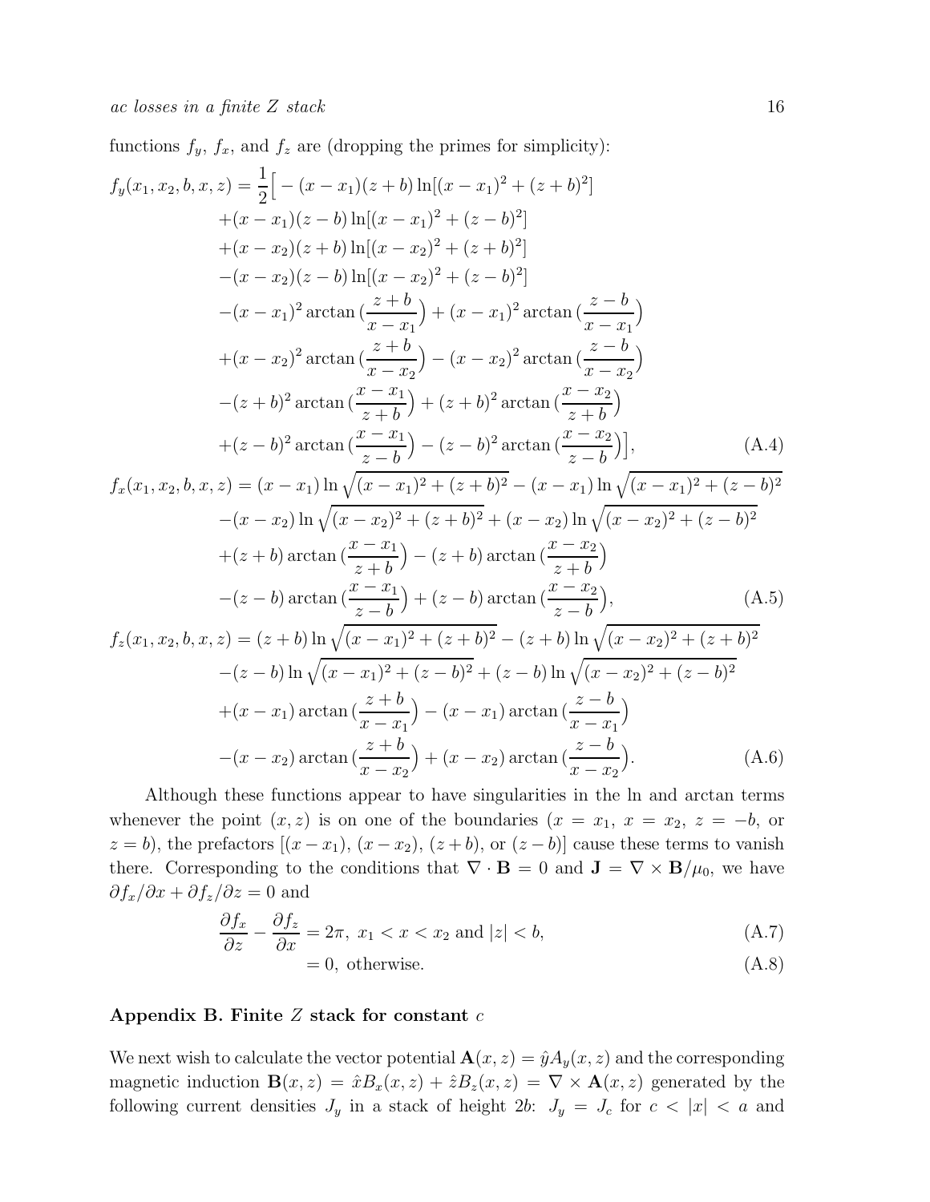functions $f_y$, $f_x$, and $f_z$ are (dropping the primes for simplicity):

$$
\begin{aligned}
f_y(x_1,x_2,b,x,z) = \frac{1}{2}\Big[ &-(x-x_1)(z+b)\ln[(x-x_1)^2+(z+b)^2] \\
&+(x-x_1)(z-b)\ln[(x-x_1)^2+(z-b)^2] \\
&+(x-x_2)(z+b)\ln[(x-x_2)^2+(z+b)^2] \\
&-(x-x_2)(z-b)\ln[(x-x_2)^2+(z-b)^2] \\
&-(x-x_1)^2\arctan\big(\frac{z+b}{x-x_1}\big)+(x-x_1)^2\arctan\big(\frac{z-b}{x-x_1}\big) \\
&+(x-x_2)^2\arctan\big(\frac{z+b}{x-x_2}\big)-(x-x_2)^2\arctan\big(\frac{z-b}{x-x_2}\big) \\
&-(z+b)^2\arctan\big(\frac{x-x_1}{z+b}\big)+(z+b)^2\arctan\big(\frac{x-x_2}{z+b}\big) \\
&+(z-b)^2\arctan\big(\frac{x-x_1}{z-b}\big)-(z-b)^2\arctan\big(\frac{x-x_2}{z-b}\big)\Big], \qquad \text{(A.4)}
\end{aligned}
$$

$$
\begin{aligned}
f_x(x_1,x_2,b,x,z) = &(x-x_1)\ln\sqrt{(x-x_1)^2+(z+b)^2}-(x-x_1)\ln\sqrt{(x-x_1)^2+(z-b)^2} \\
&-(x-x_2)\ln\sqrt{(x-x_2)^2+(z+b)^2}+(x-x_2)\ln\sqrt{(x-x_2)^2+(z-b)^2} \\
&+(z+b)\arctan\big(\frac{x-x_1}{z+b}\big)-(z+b)\arctan\big(\frac{x-x_2}{z+b}\big) \\
&-(z-b)\arctan\big(\frac{x-x_1}{z-b}\big)+(z-b)\arctan\big(\frac{x-x_2}{z-b}\big), \qquad \text{(A.5)}
\end{aligned}
$$

$$
\begin{aligned}
f_z(x_1,x_2,b,x,z) = &(z+b)\ln\sqrt{(x-x_1)^2+(z+b)^2}-(z+b)\ln\sqrt{(x-x_2)^2+(z+b)^2} \\
&-(z-b)\ln\sqrt{(x-x_1)^2+(z-b)^2}+(z-b)\ln\sqrt{(x-x_2)^2+(z-b)^2} \\
&+(x-x_1)\arctan\big(\frac{z+b}{x-x_1}\big)-(x-x_1)\arctan\big(\frac{z-b}{x-x_1}\big) \\
&-(x-x_2)\arctan\big(\frac{z+b}{x-x_2}\big)+(x-x_2)\arctan\big(\frac{z-b}{x-x_2}\big). \qquad \text{(A.6)}
\end{aligned}
$$

Although these functions appear to have singularities in the ln and arctan terms whenever the point $(x,z)$ is on one of the boundaries ($x=x_1$, $x=x_2$, $z=-b$, or $z=b$), the prefactors $[(x-x_1)$, $(x-x_2)$, $(z+b)$, or $(z-b)]$ cause these terms to vanish there. Corresponding to the conditions that $\nabla\cdot\mathbf{B}=0$ and $\mathbf{J}=\nabla\times\mathbf{B}/\mu_0$, we have $\partial f_x/\partial x+\partial f_z/\partial z=0$ and

$$
\begin{aligned}
\frac{\partial f_x}{\partial z}-\frac{\partial f_z}{\partial x} &= 2\pi,\ x_1<x<x_2 \text{ and } |z|<b, \qquad \text{(A.7)} \\
&= 0,\ \text{otherwise}. \qquad \text{(A.8)}
\end{aligned}
$$

## Appendix B. Finite $Z$ stack for constant $c$

We next wish to calculate the vector potential $\mathbf{A}(x,z)=\hat{y}A_y(x,z)$ and the corresponding magnetic induction $\mathbf{B}(x,z)=\hat{x}B_x(x,z)+\hat{z}B_z(x,z)=\nabla\times\mathbf{A}(x,z)$ generated by the following current densities $J_y$ in a stack of height $2b$: $J_y=J_c$ for $c<|x|<a$ and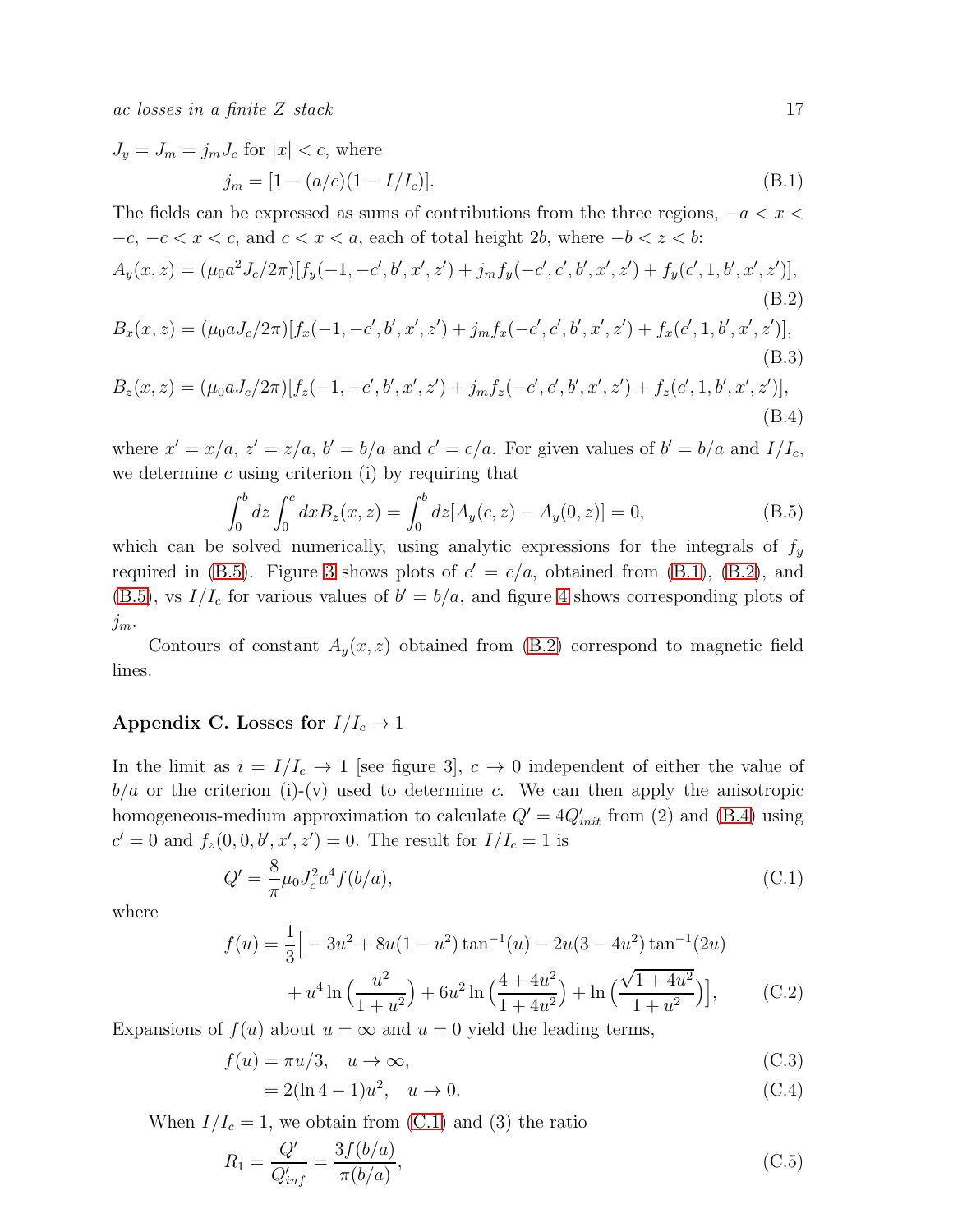$J_y = J_m = j_m J_c$ for $|x| < c$, where

$$j_m = [1 - (a/c)(1 - I/I_c)]. \tag{B.1}$$

The fields can be expressed as sums of contributions from the three regions, $-a < x < -c$, $-c < x < c$, and $c < x < a$, each of total height $2b$, where $-b < z < b$:

$$A_y(x,z) = (\mu_0 a^2 J_c/2\pi)[f_y(-1,-c',b',x',z') + j_m f_y(-c',c',b',x',z') + f_y(c',1,b',x',z')], \tag{B.2}$$

$$B_x(x,z) = (\mu_0 a J_c/2\pi)[f_x(-1,-c',b',x',z') + j_m f_x(-c',c',b',x',z') + f_x(c',1,b',x',z')], \tag{B.3}$$

$$B_z(x,z) = (\mu_0 a J_c/2\pi)[f_z(-1,-c',b',x',z') + j_m f_z(-c',c',b',x',z') + f_z(c',1,b',x',z')], \tag{B.4}$$

where $x' = x/a$, $z' = z/a$, $b' = b/a$ and $c' = c/a$. For given values of $b' = b/a$ and $I/I_c$, we determine $c$ using criterion (i) by requiring that

$$\int_0^b dz \int_0^c dx B_z(x,z) = \int_0^b dz[A_y(c,z) - A_y(0,z)] = 0, \tag{B.5}$$

which can be solved numerically, using analytic expressions for the integrals of $f_y$ required in (B.5). Figure 3 shows plots of $c' = c/a$, obtained from (B.1), (B.2), and (B.5), vs $I/I_c$ for various values of $b' = b/a$, and figure 4 shows corresponding plots of $j_m$.

Contours of constant $A_y(x,z)$ obtained from (B.2) correspond to magnetic field lines.

## Appendix C. Losses for $I/I_c \to 1$

In the limit as $i = I/I_c \to 1$ [see figure 3], $c \to 0$ independent of either the value of $b/a$ or the criterion (i)-(v) used to determine $c$. We can then apply the anisotropic homogeneous-medium approximation to calculate $Q' = 4Q'_{init}$ from (2) and (B.4) using $c' = 0$ and $f_z(0,0,b',x',z') = 0$. The result for $I/I_c = 1$ is

$$Q' = \frac{8}{\pi}\mu_0 J_c^2 a^4 f(b/a), \tag{C.1}$$

where

$$f(u) = \frac{1}{3}\Big[-3u^2 + 8u(1-u^2)\tan^{-1}(u) - 2u(3-4u^2)\tan^{-1}(2u) + u^4 \ln\Big(\frac{u^2}{1+u^2}\Big) + 6u^2 \ln\Big(\frac{4+4u^2}{1+4u^2}\Big) + \ln\Big(\frac{\sqrt{1+4u^2}}{1+u^2}\Big)\Big], \tag{C.2}$$

Expansions of $f(u)$ about $u = \infty$ and $u = 0$ yield the leading terms,

$$f(u) = \pi u/3, \quad u \to \infty, \tag{C.3}$$

$$= 2(\ln 4 - 1)u^2, \quad u \to 0. \tag{C.4}$$

When $I/I_c = 1$, we obtain from (C.1) and (3) the ratio

$$R_1 = \frac{Q'}{Q'_{inf}} = \frac{3f(b/a)}{\pi(b/a)}, \tag{C.5}$$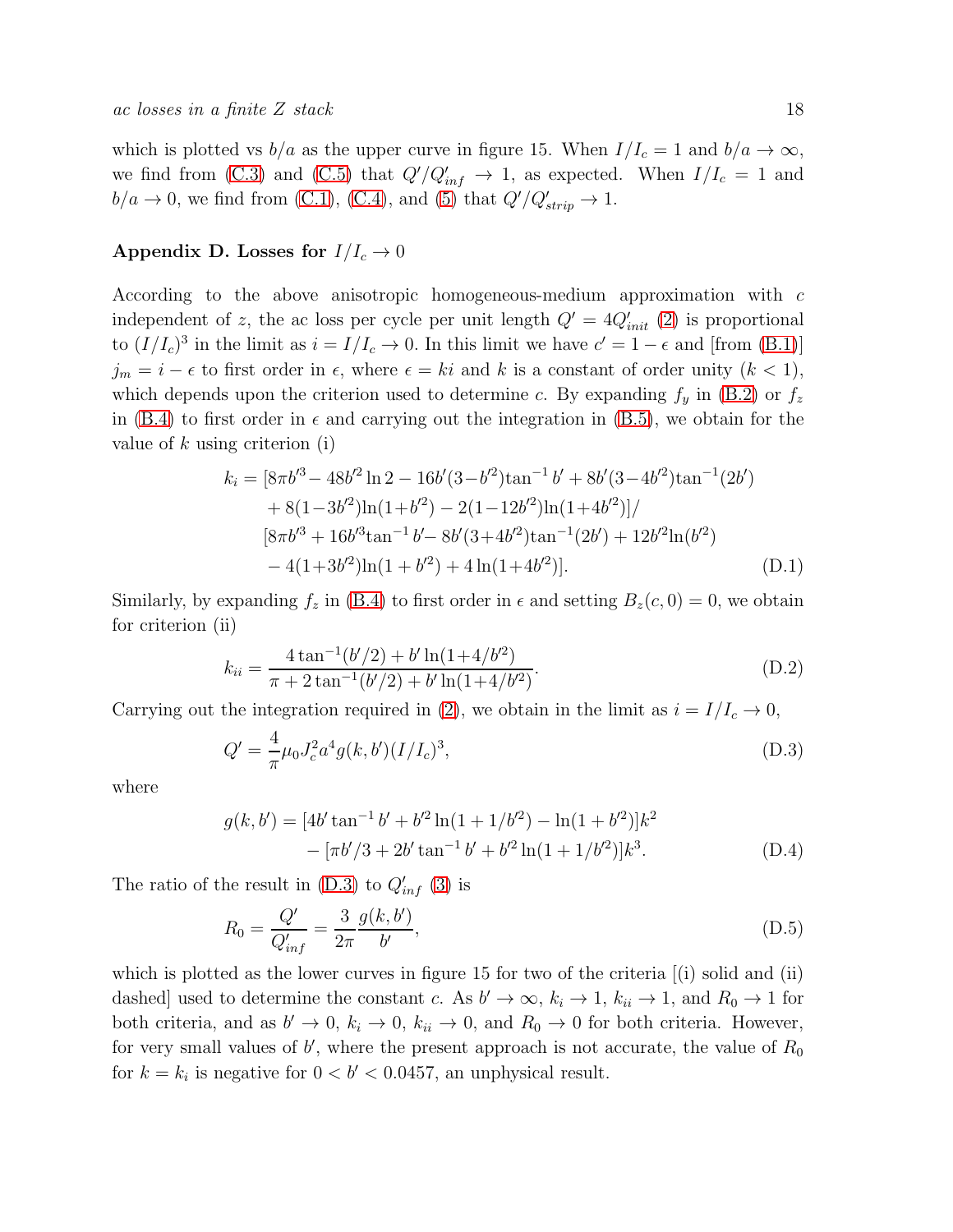which is plotted vs $b/a$ as the upper curve in figure 15. When $I/I_c = 1$ and $b/a \to \infty$, we find from (C.3) and (C.5) that $Q'/Q'_{inf} \to 1$, as expected. When $I/I_c = 1$ and $b/a \to 0$, we find from (C.1), (C.4), and (5) that $Q'/Q'_{strip} \to 1$.

## Appendix D. Losses for $I/I_c \to 0$

According to the above anisotropic homogeneous-medium approximation with $c$ independent of $z$, the ac loss per cycle per unit length $Q' = 4Q'_{init}$ (2) is proportional to $(I/I_c)^3$ in the limit as $i = I/I_c \to 0$. In this limit we have $c' = 1 - \epsilon$ and [from (B.1)] $j_m = i - \epsilon$ to first order in $\epsilon$, where $\epsilon = ki$ and $k$ is a constant of order unity ($k < 1$), which depends upon the criterion used to determine $c$. By expanding $f_y$ in (B.2) or $f_z$ in (B.4) to first order in $\epsilon$ and carrying out the integration in (B.5), we obtain for the value of $k$ using criterion (i)

$$
\begin{aligned}
k_i = [&8\pi b'^3 - 48b'^2 \ln 2 - 16b'(3-b'^2)\tan^{-1} b' + 8b'(3-4b'^2)\tan^{-1}(2b') \\
&+ 8(1-3b'^2)\ln(1+b'^2) - 2(1-12b'^2)\ln(1+4b'^2)]/ \\
[&8\pi b'^3 + 16b'^3\tan^{-1} b' - 8b'(3+4b'^2)\tan^{-1}(2b') + 12b'^2\ln(b'^2) \\
&- 4(1+3b'^2)\ln(1+b'^2) + 4\ln(1+4b'^2)].
\end{aligned} \tag{D.1}
$$

Similarly, by expanding $f_z$ in (B.4) to first order in $\epsilon$ and setting $B_z(c, 0) = 0$, we obtain for criterion (ii)

$$
k_{ii} = \frac{4\tan^{-1}(b'/2) + b'\ln(1+4/b'^2)}{\pi + 2\tan^{-1}(b'/2) + b'\ln(1+4/b'^2)}. \tag{D.2}
$$

Carrying out the integration required in (2), we obtain in the limit as $i = I/I_c \to 0$,

$$
Q' = \frac{4}{\pi}\mu_0 J_c^2 a^4 g(k, b')(I/I_c)^3, \tag{D.3}
$$

where

$$
\begin{aligned}
g(k, b') = &[4b'\tan^{-1} b' + b'^2\ln(1 + 1/b'^2) - \ln(1 + b'^2)]k^2 \\
&- [\pi b'/3 + 2b'\tan^{-1} b' + b'^2\ln(1 + 1/b'^2)]k^3.
\end{aligned} \tag{D.4}
$$

The ratio of the result in (D.3) to $Q'_{inf}$ (3) is

$$
R_0 = \frac{Q'}{Q'_{inf}} = \frac{3}{2\pi}\frac{g(k, b')}{b'}, \tag{D.5}
$$

which is plotted as the lower curves in figure 15 for two of the criteria [(i) solid and (ii) dashed] used to determine the constant $c$. As $b' \to \infty$, $k_i \to 1$, $k_{ii} \to 1$, and $R_0 \to 1$ for both criteria, and as $b' \to 0$, $k_i \to 0$, $k_{ii} \to 0$, and $R_0 \to 0$ for both criteria. However, for very small values of $b'$, where the present approach is not accurate, the value of $R_0$ for $k = k_i$ is negative for $0 < b' < 0.0457$, an unphysical result.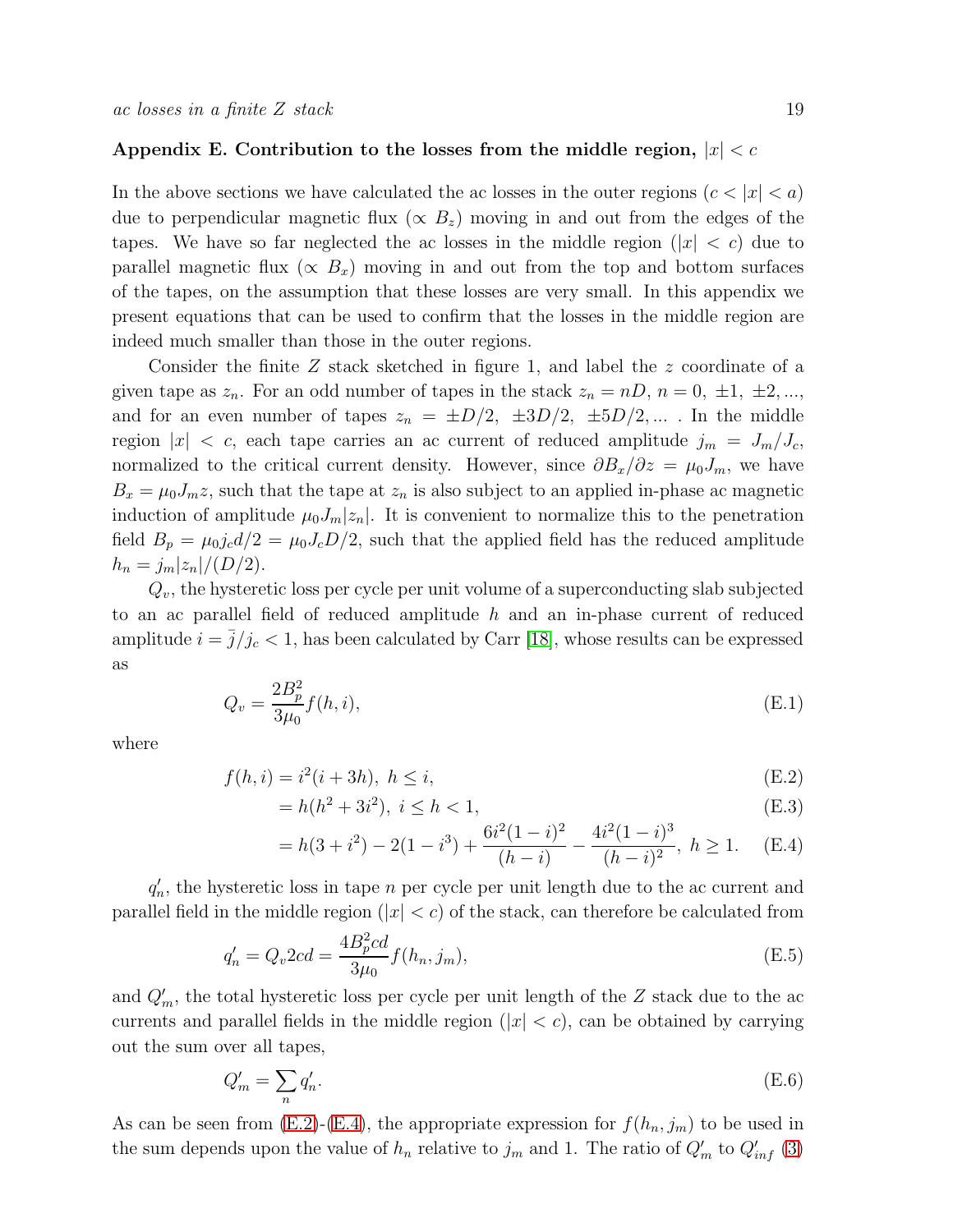## Appendix E. Contribution to the losses from the middle region, $|x| < c$

In the above sections we have calculated the ac losses in the outer regions ($c < |x| < a$) due to perpendicular magnetic flux ($\propto B_z$) moving in and out from the edges of the tapes. We have so far neglected the ac losses in the middle region ($|x| < c$) due to parallel magnetic flux ($\propto B_x$) moving in and out from the top and bottom surfaces of the tapes, on the assumption that these losses are very small. In this appendix we present equations that can be used to confirm that the losses in the middle region are indeed much smaller than those in the outer regions.

Consider the finite $Z$ stack sketched in figure 1, and label the $z$ coordinate of a given tape as $z_n$. For an odd number of tapes in the stack $z_n = nD$, $n = 0, \pm 1, \pm 2, ...$, and for an even number of tapes $z_n = \pm D/2, \pm 3D/2, \pm 5D/2, ...$ . In the middle region $|x| < c$, each tape carries an ac current of reduced amplitude $j_m = J_m/J_c$, normalized to the critical current density. However, since $\partial B_x/\partial z = \mu_0 J_m$, we have $B_x = \mu_0 J_m z$, such that the tape at $z_n$ is also subject to an applied in-phase ac magnetic induction of amplitude $\mu_0 J_m |z_n|$. It is convenient to normalize this to the penetration field $B_p = \mu_0 j_c d/2 = \mu_0 J_c D/2$, such that the applied field has the reduced amplitude $h_n = j_m |z_n|/(D/2)$.

$Q_v$, the hysteretic loss per cycle per unit volume of a superconducting slab subjected to an ac parallel field of reduced amplitude $h$ and an in-phase current of reduced amplitude $i = \bar{j}/j_c < 1$, has been calculated by Carr [18], whose results can be expressed as

$$Q_v = \frac{2B_p^2}{3\mu_0} f(h, i), \tag{E.1}$$

where

$$f(h, i) = i^2(i + 3h), \; h \le i, \tag{E.2}$$

$$= h(h^2 + 3i^2), \; i \le h < 1, \tag{E.3}$$

$$= h(3 + i^2) - 2(1 - i^3) + \frac{6i^2(1 - i)^2}{(h - i)} - \frac{4i^2(1 - i)^3}{(h - i)^2}, \; h \ge 1. \tag{E.4}$$

$q'_n$, the hysteretic loss in tape $n$ per cycle per unit length due to the ac current and parallel field in the middle region ($|x| < c$) of the stack, can therefore be calculated from

$$q'_n = Q_v 2cd = \frac{4B_p^2 cd}{3\mu_0} f(h_n, j_m), \tag{E.5}$$

and $Q'_m$, the total hysteretic loss per cycle per unit length of the $Z$ stack due to the ac currents and parallel fields in the middle region ($|x| < c$), can be obtained by carrying out the sum over all tapes,

$$Q'_m = \sum_n q'_n. \tag{E.6}$$

As can be seen from (E.2)-(E.4), the appropriate expression for $f(h_n, j_m)$ to be used in the sum depends upon the value of $h_n$ relative to $j_m$ and 1. The ratio of $Q'_m$ to $Q'_{inf}$ (3)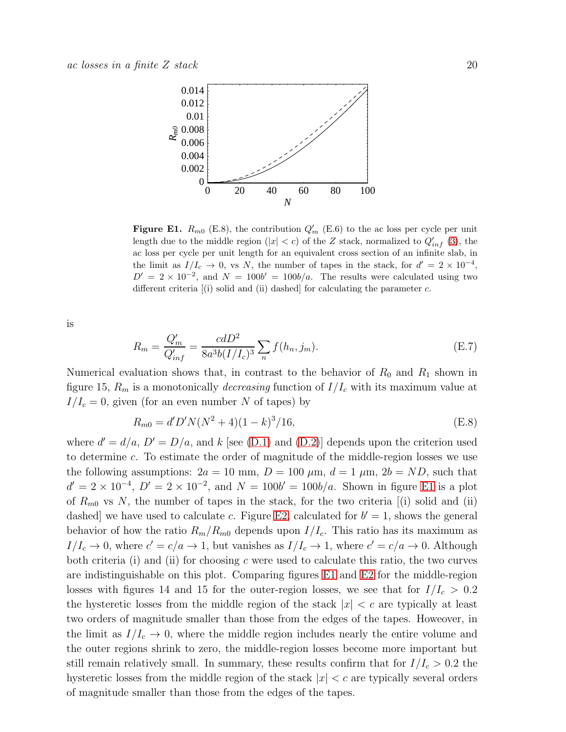**Figure E1.** $R_{m0}$ (E.8), the contribution $Q'_m$ (E.6) to the ac loss per cycle per unit length due to the middle region ($|x| < c$) of the $Z$ stack, normalized to $Q'_{inf}$ (3), the ac loss per cycle per unit length for an equivalent cross section of an infinite slab, in the limit as $I/I_c \to 0$, vs $N$, the number of tapes in the stack, for $d' = 2 \times 10^{-4}$, $D' = 2 \times 10^{-2}$, and $N = 100b' = 100b/a$. The results were calculated using two different criteria [(i) solid and (ii) dashed] for calculating the parameter $c$.

is

$$R_m = \frac{Q'_m}{Q'_{inf}} = \frac{cdD^2}{8a^3 b(I/I_c)^3} \sum_n f(h_n, j_m). \tag{E.7}$$

Numerical evaluation shows that, in contrast to the behavior of $R_0$ and $R_1$ shown in figure 15, $R_m$ is a monotonically *decreasing* function of $I/I_c$ with its maximum value at $I/I_c = 0$, given (for an even number $N$ of tapes) by

$$R_{m0} = d'D'N(N^2 + 4)(1 - k)^3/16, \tag{E.8}$$

where $d' = d/a$, $D' = D/a$, and $k$ [see (D.1) and (D.2)] depends upon the criterion used to determine $c$. To estimate the order of magnitude of the middle-region losses we use the following assumptions: $2a = 10$ mm, $D = 100$ $\mu$m, $d = 1$ $\mu$m, $2b = ND$, such that $d' = 2 \times 10^{-4}$, $D' = 2 \times 10^{-2}$, and $N = 100b' = 100b/a$. Shown in figure E1 is a plot of $R_{m0}$ vs $N$, the number of tapes in the stack, for the two criteria [(i) solid and (ii) dashed] we have used to calculate $c$. Figure E2, calculated for $b' = 1$, shows the general behavior of how the ratio $R_m/R_{m0}$ depends upon $I/I_c$. This ratio has its maximum as $I/I_c \to 0$, where $c' = c/a \to 1$, but vanishes as $I/I_c \to 1$, where $c' = c/a \to 0$. Although both criteria (i) and (ii) for choosing $c$ were used to calculate this ratio, the two curves are indistinguishable on this plot. Comparing figures E1 and E2 for the middle-region losses with figures 14 and 15 for the outer-region losses, we see that for $I/I_c > 0.2$ the hysteretic losses from the middle region of the stack $|x| < c$ are typically at least two orders of magnitude smaller than those from the edges of the tapes. However, in the limit as $I/I_c \to 0$, where the middle region includes nearly the entire volume and the outer regions shrink to zero, the middle-region losses become more important but still remain relatively small. In summary, these results confirm that for $I/I_c > 0.2$ the hysteretic losses from the middle region of the stack $|x| < c$ are typically several orders of magnitude smaller than those from the edges of the tapes.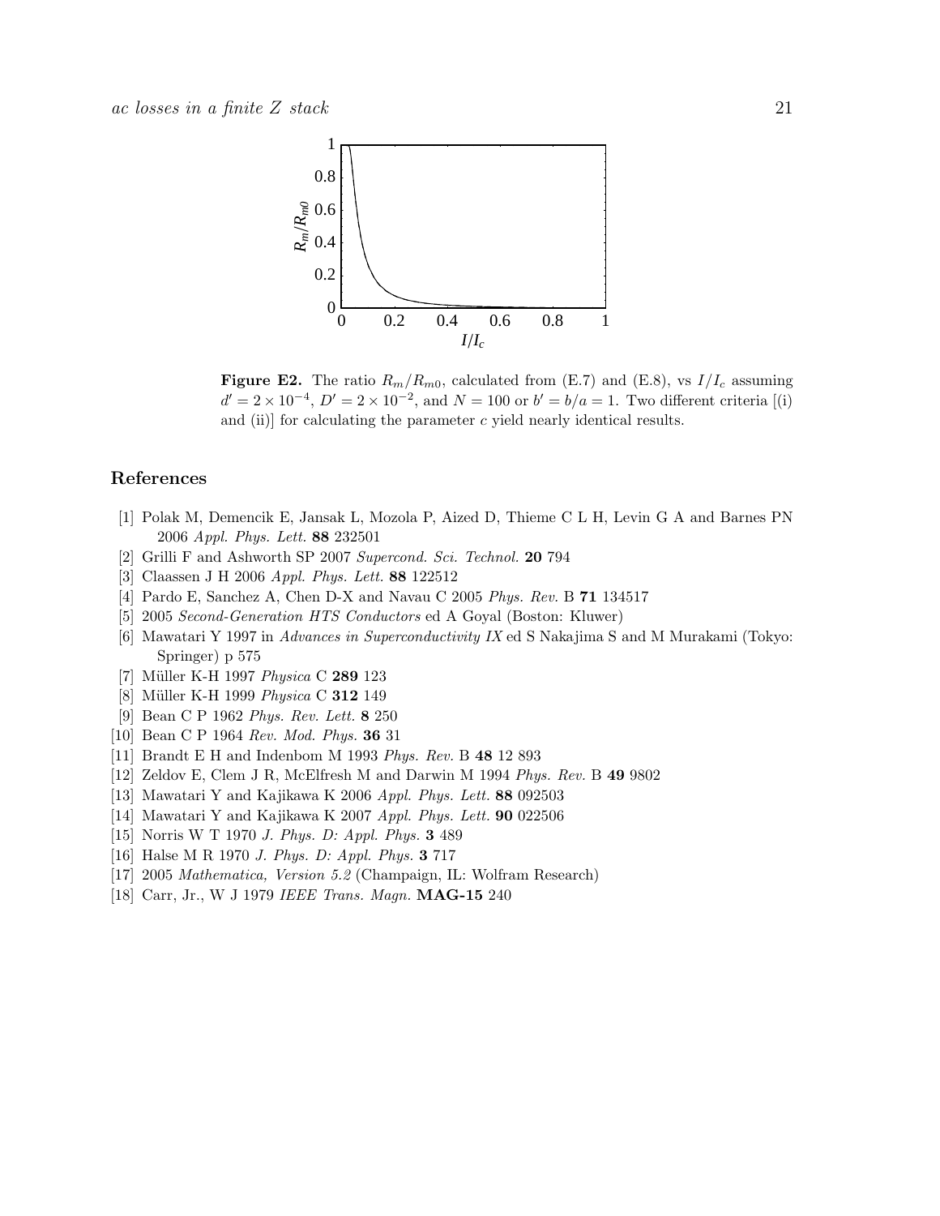1

0.8

0.6

0.4

0.2

0

$R_m/R_{m0}$

0 0.2 0.4 0.6 0.8 1

$I/I_c$

**Figure E2.** The ratio $R_m/R_{m0}$, calculated from (E.7) and (E.8), vs $I/I_c$ assuming $d' = 2 \times 10^{-4}$, $D' = 2 \times 10^{-2}$, and $N = 100$ or $b' = b/a = 1$. Two different criteria [(i) and (ii)] for calculating the parameter $c$ yield nearly identical results.

## References

[1] Polak M, Demencik E, Jansak L, Mozola P, Aized D, Thieme C L H, Levin G A and Barnes PN 2006 *Appl. Phys. Lett.* **88** 232501

[2] Grilli F and Ashworth SP 2007 *Supercond. Sci. Technol.* **20** 794

[3] Claassen J H 2006 *Appl. Phys. Lett.* **88** 122512

[4] Pardo E, Sanchez A, Chen D-X and Navau C 2005 *Phys. Rev.* B **71** 134517

[5] 2005 *Second-Generation HTS Conductors* ed A Goyal (Boston: Kluwer)

[6] Mawatari Y 1997 in *Advances in Superconductivity IX* ed S Nakajima S and M Murakami (Tokyo: Springer) p 575

[7] Müller K-H 1997 *Physica* C **289** 123

[8] Müller K-H 1999 *Physica* C **312** 149

[9] Bean C P 1962 *Phys. Rev. Lett.* **8** 250

[10] Bean C P 1964 *Rev. Mod. Phys.* **36** 31

[11] Brandt E H and Indenbom M 1993 *Phys. Rev.* B **48** 12 893

[12] Zeldov E, Clem J R, McElfresh M and Darwin M 1994 *Phys. Rev.* B **49** 9802

[13] Mawatari Y and Kajikawa K 2006 *Appl. Phys. Lett.* **88** 092503

[14] Mawatari Y and Kajikawa K 2007 *Appl. Phys. Lett.* **90** 022506

[15] Norris W T 1970 *J. Phys. D: Appl. Phys.* **3** 489

[16] Halse M R 1970 *J. Phys. D: Appl. Phys.* **3** 717

[17] 2005 *Mathematica, Version 5.2* (Champaign, IL: Wolfram Research)

[18] Carr, Jr., W J 1979 *IEEE Trans. Magn.* **MAG-15** 240